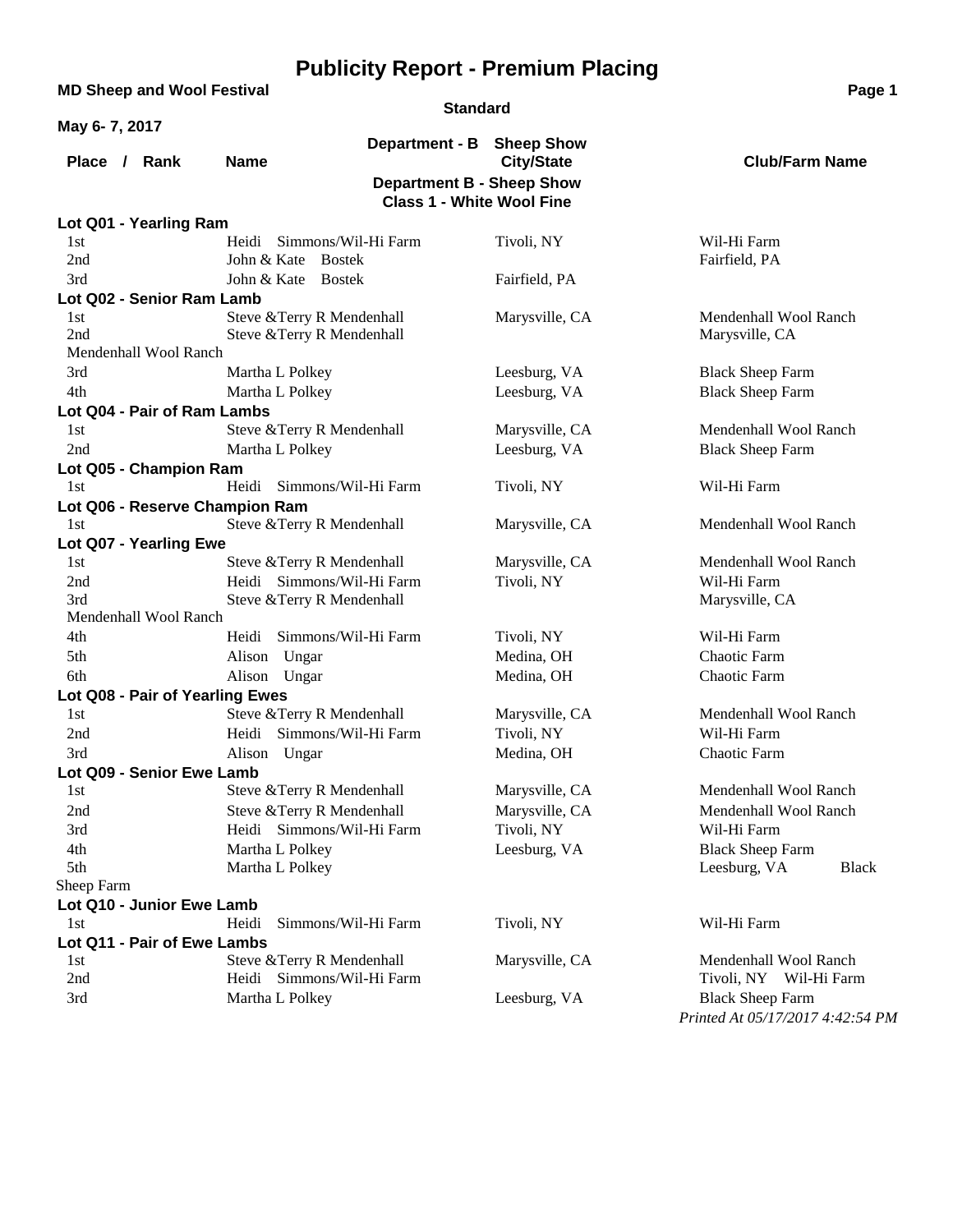# Publicity Report - Premium Placing

**MD Sheep and Wool Festival**

**Standard**

**May 6- 7, 2017**

**Department - B Sheep Show**

## Department B - Sheep Show
### Class 1 - White Wool Fine

| Place / Rank | Name | City/State | Club/Farm Name |
|---|---|---|---|
| **Lot Q01 - Yearling Ram** | | | |
| 1st | Heidi Simmons/Wil-Hi Farm | Tivoli, NY | Wil-Hi Farm |
| 2nd | John & Kate Bostek | | Fairfield, PA |
| 3rd | John & Kate Bostek | Fairfield, PA | |
| **Lot Q02 - Senior Ram Lamb** | | | |
| 1st | Steve &Terry R Mendenhall | Marysville, CA | Mendenhall Wool Ranch |
| 2nd | Steve &Terry R Mendenhall | | Marysville, CA Mendenhall Wool Ranch |
| 3rd | Martha L Polkey | Leesburg, VA | Black Sheep Farm |
| 4th | Martha L Polkey | Leesburg, VA | Black Sheep Farm |
| **Lot Q04 - Pair of Ram Lambs** | | | |
| 1st | Steve &Terry R Mendenhall | Marysville, CA | Mendenhall Wool Ranch |
| 2nd | Martha L Polkey | Leesburg, VA | Black Sheep Farm |
| **Lot Q05 - Champion Ram** | | | |
| 1st | Heidi Simmons/Wil-Hi Farm | Tivoli, NY | Wil-Hi Farm |
| **Lot Q06 - Reserve Champion Ram** | | | |
| 1st | Steve &Terry R Mendenhall | Marysville, CA | Mendenhall Wool Ranch |
| **Lot Q07 - Yearling Ewe** | | | |
| 1st | Steve &Terry R Mendenhall | Marysville, CA | Mendenhall Wool Ranch |
| 2nd | Heidi Simmons/Wil-Hi Farm | Tivoli, NY | Wil-Hi Farm |
| 3rd | Steve &Terry R Mendenhall | | Marysville, CA Mendenhall Wool Ranch |
| 4th | Heidi Simmons/Wil-Hi Farm | Tivoli, NY | Wil-Hi Farm |
| 5th | Alison Ungar | Medina, OH | Chaotic Farm |
| 6th | Alison Ungar | Medina, OH | Chaotic Farm |
| **Lot Q08 - Pair of Yearling Ewes** | | | |
| 1st | Steve &Terry R Mendenhall | Marysville, CA | Mendenhall Wool Ranch |
| 2nd | Heidi Simmons/Wil-Hi Farm | Tivoli, NY | Wil-Hi Farm |
| 3rd | Alison Ungar | Medina, OH | Chaotic Farm |
| **Lot Q09 - Senior Ewe Lamb** | | | |
| 1st | Steve &Terry R Mendenhall | Marysville, CA | Mendenhall Wool Ranch |
| 2nd | Steve &Terry R Mendenhall | Marysville, CA | Mendenhall Wool Ranch |
| 3rd | Heidi Simmons/Wil-Hi Farm | Tivoli, NY | Wil-Hi Farm |
| 4th | Martha L Polkey | Leesburg, VA | Black Sheep Farm |
| 5th | Martha L Polkey | | Leesburg, VA Black Sheep Farm |
| **Lot Q10 - Junior Ewe Lamb** | | | |
| 1st | Heidi Simmons/Wil-Hi Farm | Tivoli, NY | Wil-Hi Farm |
| **Lot Q11 - Pair of Ewe Lambs** | | | |
| 1st | Steve &Terry R Mendenhall | Marysville, CA | Mendenhall Wool Ranch |
| 2nd | Heidi Simmons/Wil-Hi Farm | | Tivoli, NY Wil-Hi Farm |
| 3rd | Martha L Polkey | Leesburg, VA | Black Sheep Farm |

*Printed At 05/17/2017 4:42:54 PM*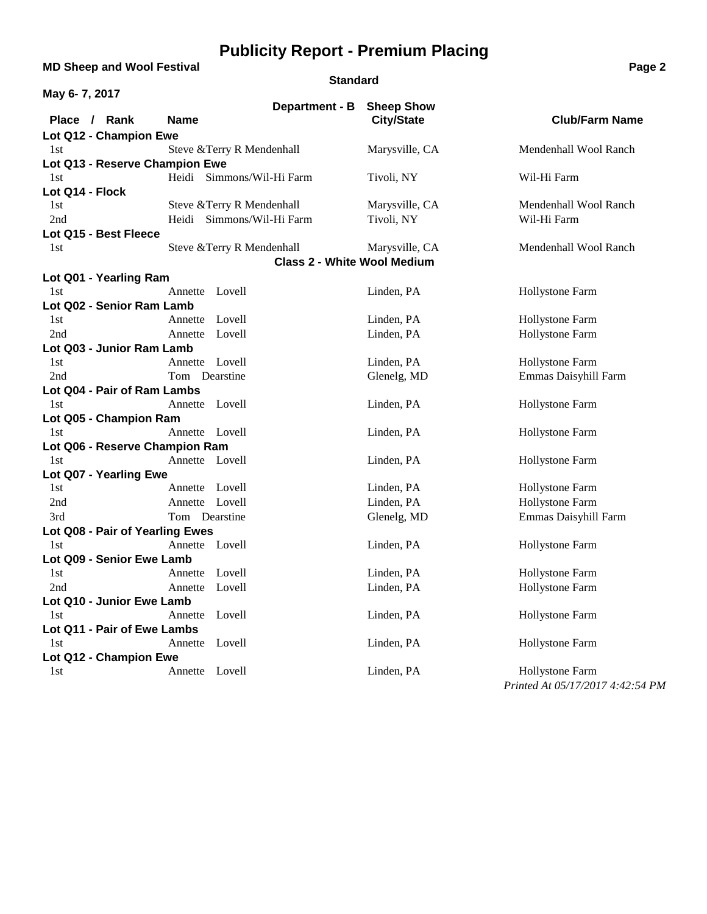# Publicity Report - Premium Placing

**MD Sheep and Wool Festival**

**Standard**

**May 6- 7, 2017**

**Department - B Sheep Show**

| Place / Rank | Name | City/State | Club/Farm Name |
|---|---|---|---|
| **Lot Q12 - Champion Ewe** | | | |
| 1st | Steve &Terry R Mendenhall | Marysville, CA | Mendenhall Wool Ranch |
| **Lot Q13 - Reserve Champion Ewe** | | | |
| 1st | Heidi Simmons/Wil-Hi Farm | Tivoli, NY | Wil-Hi Farm |
| **Lot Q14 - Flock** | | | |
| 1st | Steve &Terry R Mendenhall | Marysville, CA | Mendenhall Wool Ranch |
| 2nd | Heidi Simmons/Wil-Hi Farm | Tivoli, NY | Wil-Hi Farm |
| **Lot Q15 - Best Fleece** | | | |
| 1st | Steve &Terry R Mendenhall | Marysville, CA | Mendenhall Wool Ranch |

**Class 2 - White Wool Medium**

| Place / Rank | Name | City/State | Club/Farm Name |
|---|---|---|---|
| **Lot Q01 - Yearling Ram** | | | |
| 1st | Annette Lovell | Linden, PA | Hollystone Farm |
| **Lot Q02 - Senior Ram Lamb** | | | |
| 1st | Annette Lovell | Linden, PA | Hollystone Farm |
| 2nd | Annette Lovell | Linden, PA | Hollystone Farm |
| **Lot Q03 - Junior Ram Lamb** | | | |
| 1st | Annette Lovell | Linden, PA | Hollystone Farm |
| 2nd | Tom Dearstine | Glenelg, MD | Emmas Daisyhill Farm |
| **Lot Q04 - Pair of Ram Lambs** | | | |
| 1st | Annette Lovell | Linden, PA | Hollystone Farm |
| **Lot Q05 - Champion Ram** | | | |
| 1st | Annette Lovell | Linden, PA | Hollystone Farm |
| **Lot Q06 - Reserve Champion Ram** | | | |
| 1st | Annette Lovell | Linden, PA | Hollystone Farm |
| **Lot Q07 - Yearling Ewe** | | | |
| 1st | Annette Lovell | Linden, PA | Hollystone Farm |
| 2nd | Annette Lovell | Linden, PA | Hollystone Farm |
| 3rd | Tom Dearstine | Glenelg, MD | Emmas Daisyhill Farm |
| **Lot Q08 - Pair of Yearling Ewes** | | | |
| 1st | Annette Lovell | Linden, PA | Hollystone Farm |
| **Lot Q09 - Senior Ewe Lamb** | | | |
| 1st | Annette Lovell | Linden, PA | Hollystone Farm |
| 2nd | Annette Lovell | Linden, PA | Hollystone Farm |
| **Lot Q10 - Junior Ewe Lamb** | | | |
| 1st | Annette Lovell | Linden, PA | Hollystone Farm |
| **Lot Q11 - Pair of Ewe Lambs** | | | |
| 1st | Annette Lovell | Linden, PA | Hollystone Farm |
| **Lot Q12 - Champion Ewe** | | | |
| 1st | Annette Lovell | Linden, PA | Hollystone Farm |

*Printed At 05/17/2017 4:42:54 PM*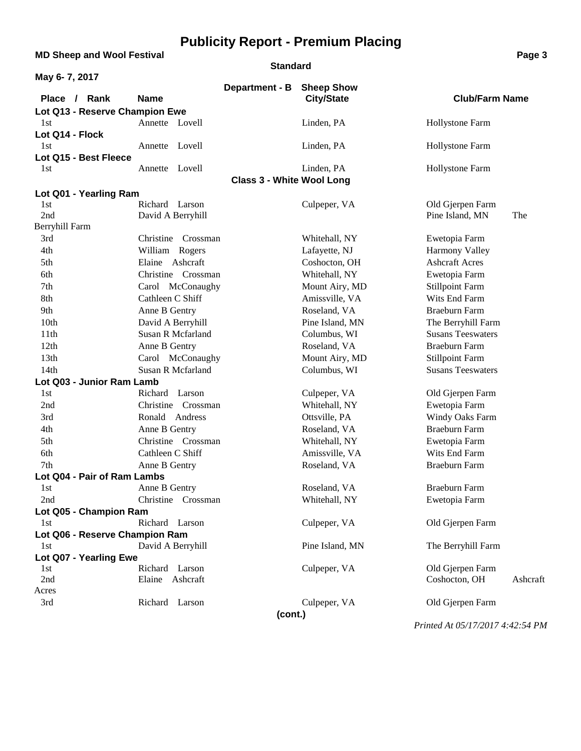# Publicity Report - Premium Placing

**MD Sheep and Wool Festival**

**Standard**

**May 6- 7, 2017**

**Department - B Sheep Show**

| Place / Rank | Name | City/State | Club/Farm Name |
|---|---|---|---|
| **Lot Q13 - Reserve Champion Ewe** | | | |
| 1st | Annette Lovell | Linden, PA | Hollystone Farm |
| **Lot Q14 - Flock** | | | |
| 1st | Annette Lovell | Linden, PA | Hollystone Farm |
| **Lot Q15 - Best Fleece** | | | |
| 1st | Annette Lovell | Linden, PA | Hollystone Farm |

## Class 3 - White Wool Long

| Place / Rank | Name | City/State | Club/Farm Name |
|---|---|---|---|
| **Lot Q01 - Yearling Ram** | | | |
| 1st | Richard Larson | Culpeper, VA | Old Gjerpen Farm |
| 2nd | David A Berryhill | Pine Island, MN | The Berryhill Farm |
| 3rd | Christine Crossman | Whitehall, NY | Ewetopia Farm |
| 4th | William Rogers | Lafayette, NJ | Harmony Valley |
| 5th | Elaine Ashcraft | Coshocton, OH | Ashcraft Acres |
| 6th | Christine Crossman | Whitehall, NY | Ewetopia Farm |
| 7th | Carol McConaughy | Mount Airy, MD | Stillpoint Farm |
| 8th | Cathleen C Shiff | Amissville, VA | Wits End Farm |
| 9th | Anne B Gentry | Roseland, VA | Braeburn Farm |
| 10th | David A Berryhill | Pine Island, MN | The Berryhill Farm |
| 11th | Susan R Mcfarland | Columbus, WI | Susans Teeswaters |
| 12th | Anne B Gentry | Roseland, VA | Braeburn Farm |
| 13th | Carol McConaughy | Mount Airy, MD | Stillpoint Farm |
| 14th | Susan R Mcfarland | Columbus, WI | Susans Teeswaters |
| **Lot Q03 - Junior Ram Lamb** | | | |
| 1st | Richard Larson | Culpeper, VA | Old Gjerpen Farm |
| 2nd | Christine Crossman | Whitehall, NY | Ewetopia Farm |
| 3rd | Ronald Andress | Ottsville, PA | Windy Oaks Farm |
| 4th | Anne B Gentry | Roseland, VA | Braeburn Farm |
| 5th | Christine Crossman | Whitehall, NY | Ewetopia Farm |
| 6th | Cathleen C Shiff | Amissville, VA | Wits End Farm |
| 7th | Anne B Gentry | Roseland, VA | Braeburn Farm |
| **Lot Q04 - Pair of Ram Lambs** | | | |
| 1st | Anne B Gentry | Roseland, VA | Braeburn Farm |
| 2nd | Christine Crossman | Whitehall, NY | Ewetopia Farm |
| **Lot Q05 - Champion Ram** | | | |
| 1st | Richard Larson | Culpeper, VA | Old Gjerpen Farm |
| **Lot Q06 - Reserve Champion Ram** | | | |
| 1st | David A Berryhill | Pine Island, MN | The Berryhill Farm |
| **Lot Q07 - Yearling Ewe** | | | |
| 1st | Richard Larson | Culpeper, VA | Old Gjerpen Farm |
| 2nd | Elaine Ashcraft | Coshocton, OH | Ashcraft Acres |
| 3rd | Richard Larson | Culpeper, VA | Old Gjerpen Farm |

**(cont.)**

*Printed At 05/17/2017 4:42:54 PM*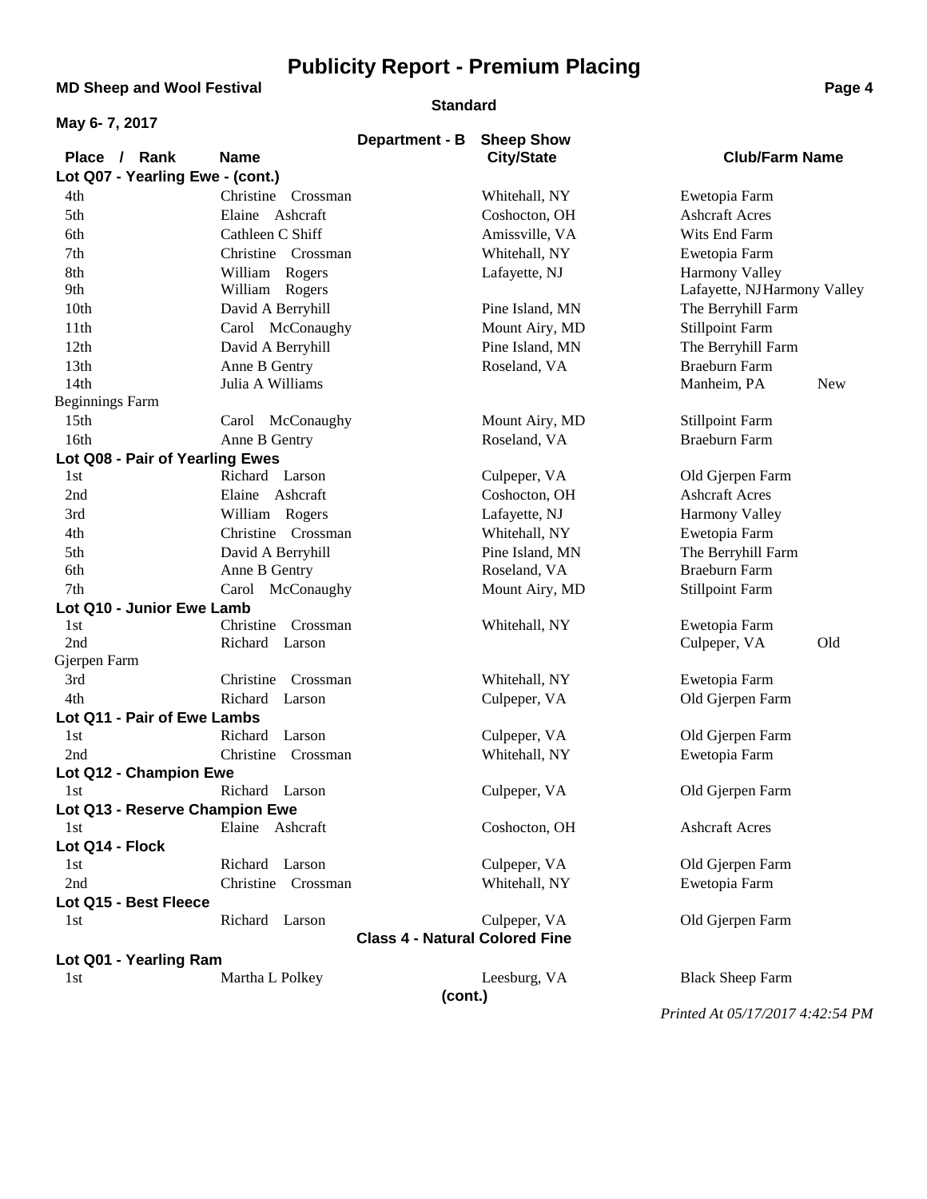# Publicity Report - Premium Placing

**MD Sheep and Wool Festival**

**Standard**

**May 6- 7, 2017**

**Department - B Sheep Show**

| Place / Rank | Name | City/State | Club/Farm Name |
|---|---|---|---|
| **Lot Q07 - Yearling Ewe - (cont.)** | | | |
| 4th | Christine Crossman | Whitehall, NY | Ewetopia Farm |
| 5th | Elaine Ashcraft | Coshocton, OH | Ashcraft Acres |
| 6th | Cathleen C Shiff | Amissville, VA | Wits End Farm |
| 7th | Christine Crossman | Whitehall, NY | Ewetopia Farm |
| 8th | William Rogers | Lafayette, NJ | Harmony Valley |
| 9th | William Rogers | Lafayette, NJ | Harmony Valley |
| 10th | David A Berryhill | Pine Island, MN | The Berryhill Farm |
| 11th | Carol McConaughy | Mount Airy, MD | Stillpoint Farm |
| 12th | David A Berryhill | Pine Island, MN | The Berryhill Farm |
| 13th | Anne B Gentry | Roseland, VA | Braeburn Farm |
| 14th | Julia A Williams | Manheim, PA | New Beginnings Farm |
| 15th | Carol McConaughy | Mount Airy, MD | Stillpoint Farm |
| 16th | Anne B Gentry | Roseland, VA | Braeburn Farm |
| **Lot Q08 - Pair of Yearling Ewes** | | | |
| 1st | Richard Larson | Culpeper, VA | Old Gjerpen Farm |
| 2nd | Elaine Ashcraft | Coshocton, OH | Ashcraft Acres |
| 3rd | William Rogers | Lafayette, NJ | Harmony Valley |
| 4th | Christine Crossman | Whitehall, NY | Ewetopia Farm |
| 5th | David A Berryhill | Pine Island, MN | The Berryhill Farm |
| 6th | Anne B Gentry | Roseland, VA | Braeburn Farm |
| 7th | Carol McConaughy | Mount Airy, MD | Stillpoint Farm |
| **Lot Q10 - Junior Ewe Lamb** | | | |
| 1st | Christine Crossman | Whitehall, NY | Ewetopia Farm |
| 2nd | Richard Larson | Culpeper, VA | Old Gjerpen Farm |
| 3rd | Christine Crossman | Whitehall, NY | Ewetopia Farm |
| 4th | Richard Larson | Culpeper, VA | Old Gjerpen Farm |
| **Lot Q11 - Pair of Ewe Lambs** | | | |
| 1st | Richard Larson | Culpeper, VA | Old Gjerpen Farm |
| 2nd | Christine Crossman | Whitehall, NY | Ewetopia Farm |
| **Lot Q12 - Champion Ewe** | | | |
| 1st | Richard Larson | Culpeper, VA | Old Gjerpen Farm |
| **Lot Q13 - Reserve Champion Ewe** | | | |
| 1st | Elaine Ashcraft | Coshocton, OH | Ashcraft Acres |
| **Lot Q14 - Flock** | | | |
| 1st | Richard Larson | Culpeper, VA | Old Gjerpen Farm |
| 2nd | Christine Crossman | Whitehall, NY | Ewetopia Farm |
| **Lot Q15 - Best Fleece** | | | |
| 1st | Richard Larson | Culpeper, VA | Old Gjerpen Farm |

**Class 4 - Natural Colored Fine**

| Place / Rank | Name | City/State | Club/Farm Name |
|---|---|---|---|
| **Lot Q01 - Yearling Ram** | | | |
| 1st | Martha L Polkey | Leesburg, VA | Black Sheep Farm |

**(cont.)**

*Printed At 05/17/2017 4:42:54 PM*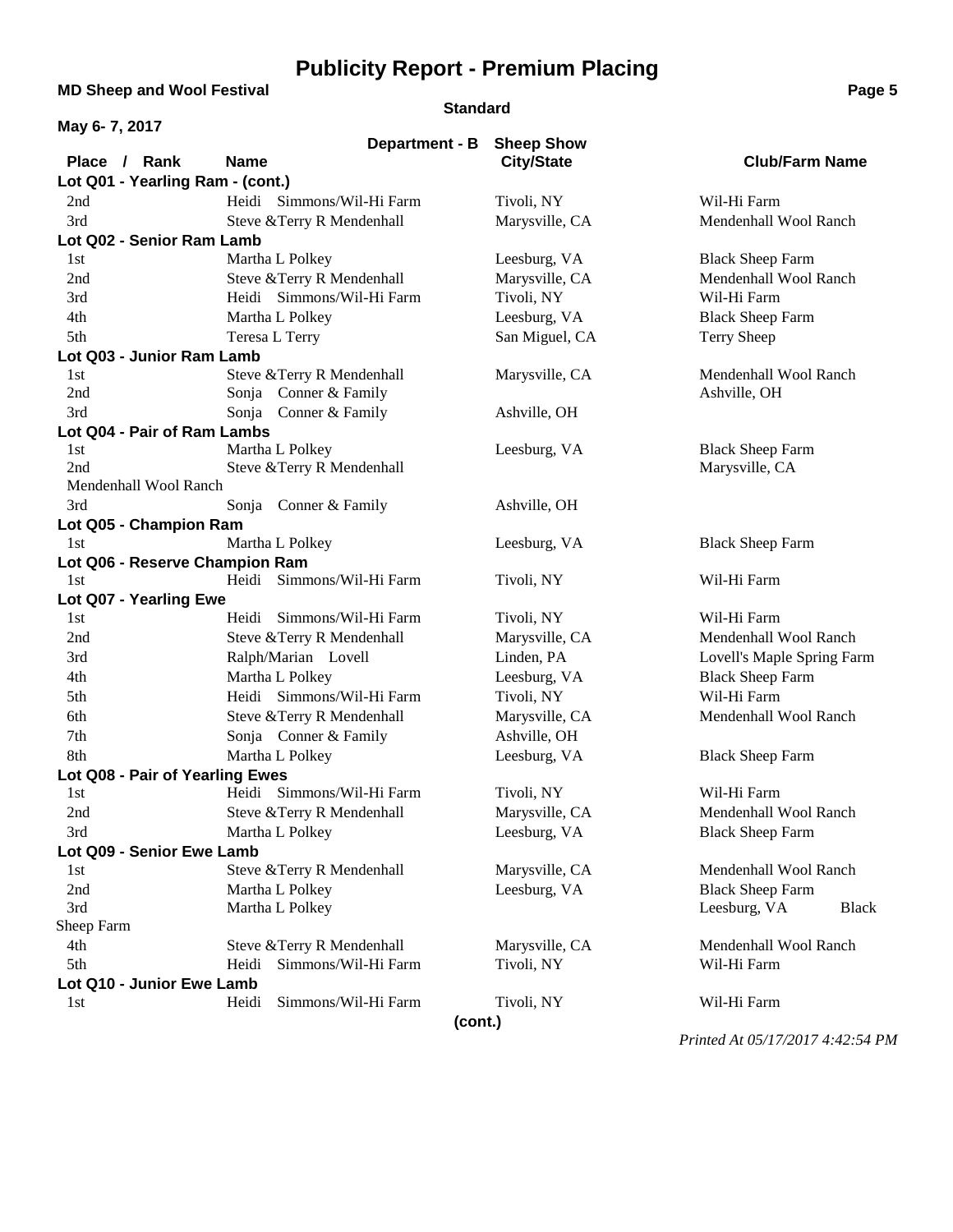# Publicity Report - Premium Placing

**MD Sheep and Wool Festival**

**Standard**

**May 6- 7, 2017**

**Department - B Sheep Show**

| Place / Rank | Name | City/State | Club/Farm Name |
|---|---|---|---|
| **Lot Q01 - Yearling Ram - (cont.)** | | | |
| 2nd | Heidi Simmons/Wil-Hi Farm | Tivoli, NY | Wil-Hi Farm |
| 3rd | Steve &Terry R Mendenhall | Marysville, CA | Mendenhall Wool Ranch |
| **Lot Q02 - Senior Ram Lamb** | | | |
| 1st | Martha L Polkey | Leesburg, VA | Black Sheep Farm |
| 2nd | Steve &Terry R Mendenhall | Marysville, CA | Mendenhall Wool Ranch |
| 3rd | Heidi Simmons/Wil-Hi Farm | Tivoli, NY | Wil-Hi Farm |
| 4th | Martha L Polkey | Leesburg, VA | Black Sheep Farm |
| 5th | Teresa L Terry | San Miguel, CA | Terry Sheep |
| **Lot Q03 - Junior Ram Lamb** | | | |
| 1st | Steve &Terry R Mendenhall | Marysville, CA | Mendenhall Wool Ranch |
| 2nd | Sonja Conner & Family | | Ashville, OH |
| 3rd | Sonja Conner & Family | Ashville, OH | |
| **Lot Q04 - Pair of Ram Lambs** | | | |
| 1st | Martha L Polkey | Leesburg, VA | Black Sheep Farm |
| 2nd | Steve &Terry R Mendenhall | | Marysville, CA |
| Mendenhall Wool Ranch | | | |
| 3rd | Sonja Conner & Family | Ashville, OH | |
| **Lot Q05 - Champion Ram** | | | |
| 1st | Martha L Polkey | Leesburg, VA | Black Sheep Farm |
| **Lot Q06 - Reserve Champion Ram** | | | |
| 1st | Heidi Simmons/Wil-Hi Farm | Tivoli, NY | Wil-Hi Farm |
| **Lot Q07 - Yearling Ewe** | | | |
| 1st | Heidi Simmons/Wil-Hi Farm | Tivoli, NY | Wil-Hi Farm |
| 2nd | Steve &Terry R Mendenhall | Marysville, CA | Mendenhall Wool Ranch |
| 3rd | Ralph/Marian Lovell | Linden, PA | Lovell's Maple Spring Farm |
| 4th | Martha L Polkey | Leesburg, VA | Black Sheep Farm |
| 5th | Heidi Simmons/Wil-Hi Farm | Tivoli, NY | Wil-Hi Farm |
| 6th | Steve &Terry R Mendenhall | Marysville, CA | Mendenhall Wool Ranch |
| 7th | Sonja Conner & Family | Ashville, OH | |
| 8th | Martha L Polkey | Leesburg, VA | Black Sheep Farm |
| **Lot Q08 - Pair of Yearling Ewes** | | | |
| 1st | Heidi Simmons/Wil-Hi Farm | Tivoli, NY | Wil-Hi Farm |
| 2nd | Steve &Terry R Mendenhall | Marysville, CA | Mendenhall Wool Ranch |
| 3rd | Martha L Polkey | Leesburg, VA | Black Sheep Farm |
| **Lot Q09 - Senior Ewe Lamb** | | | |
| 1st | Steve &Terry R Mendenhall | Marysville, CA | Mendenhall Wool Ranch |
| 2nd | Martha L Polkey | Leesburg, VA | Black Sheep Farm |
| 3rd | Martha L Polkey | | Leesburg, VA Black |
| Sheep Farm | | | |
| 4th | Steve &Terry R Mendenhall | Marysville, CA | Mendenhall Wool Ranch |
| 5th | Heidi Simmons/Wil-Hi Farm | Tivoli, NY | Wil-Hi Farm |
| **Lot Q10 - Junior Ewe Lamb** | | | |
| 1st | Heidi Simmons/Wil-Hi Farm | Tivoli, NY | Wil-Hi Farm |

**(cont.)**

*Printed At 05/17/2017 4:42:54 PM*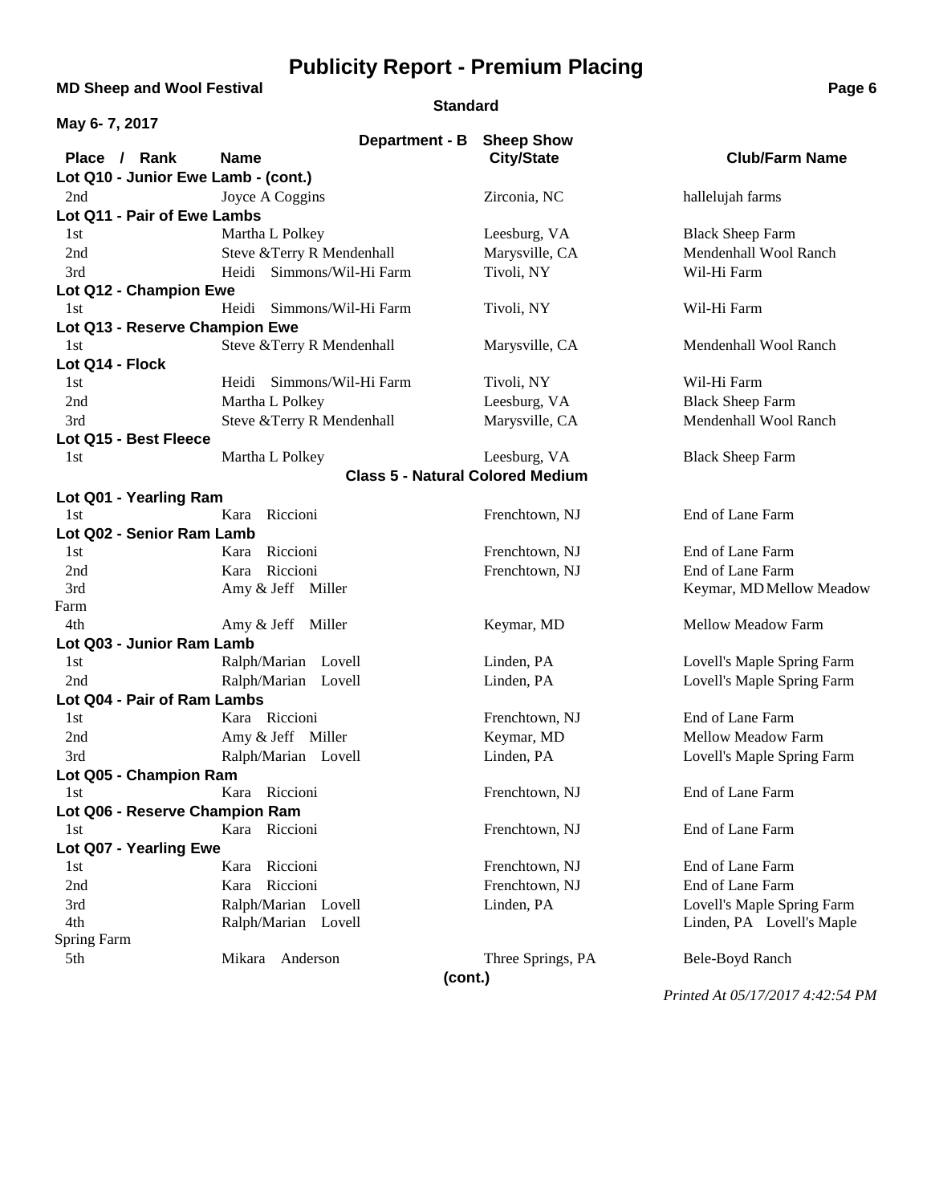# Publicity Report - Premium Placing

**MD Sheep and Wool Festival**

**Standard**

**May 6- 7, 2017**

**Department - B Sheep Show**

| Place / Rank | Name | City/State | Club/Farm Name |
|---|---|---|---|
| **Lot Q10 - Junior Ewe Lamb - (cont.)** | | | |
| 2nd | Joyce A Coggins | Zirconia, NC | hallelujah farms |
| **Lot Q11 - Pair of Ewe Lambs** | | | |
| 1st | Martha L Polkey | Leesburg, VA | Black Sheep Farm |
| 2nd | Steve &Terry R Mendenhall | Marysville, CA | Mendenhall Wool Ranch |
| 3rd | Heidi Simmons/Wil-Hi Farm | Tivoli, NY | Wil-Hi Farm |
| **Lot Q12 - Champion Ewe** | | | |
| 1st | Heidi Simmons/Wil-Hi Farm | Tivoli, NY | Wil-Hi Farm |
| **Lot Q13 - Reserve Champion Ewe** | | | |
| 1st | Steve &Terry R Mendenhall | Marysville, CA | Mendenhall Wool Ranch |
| **Lot Q14 - Flock** | | | |
| 1st | Heidi Simmons/Wil-Hi Farm | Tivoli, NY | Wil-Hi Farm |
| 2nd | Martha L Polkey | Leesburg, VA | Black Sheep Farm |
| 3rd | Steve &Terry R Mendenhall | Marysville, CA | Mendenhall Wool Ranch |
| **Lot Q15 - Best Fleece** | | | |
| 1st | Martha L Polkey | Leesburg, VA | Black Sheep Farm |

**Class 5 - Natural Colored Medium**

| Place / Rank | Name | City/State | Club/Farm Name |
|---|---|---|---|
| **Lot Q01 - Yearling Ram** | | | |
| 1st | Kara Riccioni | Frenchtown, NJ | End of Lane Farm |
| **Lot Q02 - Senior Ram Lamb** | | | |
| 1st | Kara Riccioni | Frenchtown, NJ | End of Lane Farm |
| 2nd | Kara Riccioni | Frenchtown, NJ | End of Lane Farm |
| 3rd | Amy & Jeff Miller | | Keymar, MD Mellow Meadow Farm |
| 4th | Amy & Jeff Miller | Keymar, MD | Mellow Meadow Farm |
| **Lot Q03 - Junior Ram Lamb** | | | |
| 1st | Ralph/Marian Lovell | Linden, PA | Lovell's Maple Spring Farm |
| 2nd | Ralph/Marian Lovell | Linden, PA | Lovell's Maple Spring Farm |
| **Lot Q04 - Pair of Ram Lambs** | | | |
| 1st | Kara Riccioni | Frenchtown, NJ | End of Lane Farm |
| 2nd | Amy & Jeff Miller | Keymar, MD | Mellow Meadow Farm |
| 3rd | Ralph/Marian Lovell | Linden, PA | Lovell's Maple Spring Farm |
| **Lot Q05 - Champion Ram** | | | |
| 1st | Kara Riccioni | Frenchtown, NJ | End of Lane Farm |
| **Lot Q06 - Reserve Champion Ram** | | | |
| 1st | Kara Riccioni | Frenchtown, NJ | End of Lane Farm |
| **Lot Q07 - Yearling Ewe** | | | |
| 1st | Kara Riccioni | Frenchtown, NJ | End of Lane Farm |
| 2nd | Kara Riccioni | Frenchtown, NJ | End of Lane Farm |
| 3rd | Ralph/Marian Lovell | Linden, PA | Lovell's Maple Spring Farm |
| 4th | Ralph/Marian Lovell | | Linden, PA Lovell's Maple Spring Farm |
| 5th | Mikara Anderson | Three Springs, PA | Bele-Boyd Ranch |

**(cont.)**

*Printed At 05/17/2017 4:42:54 PM*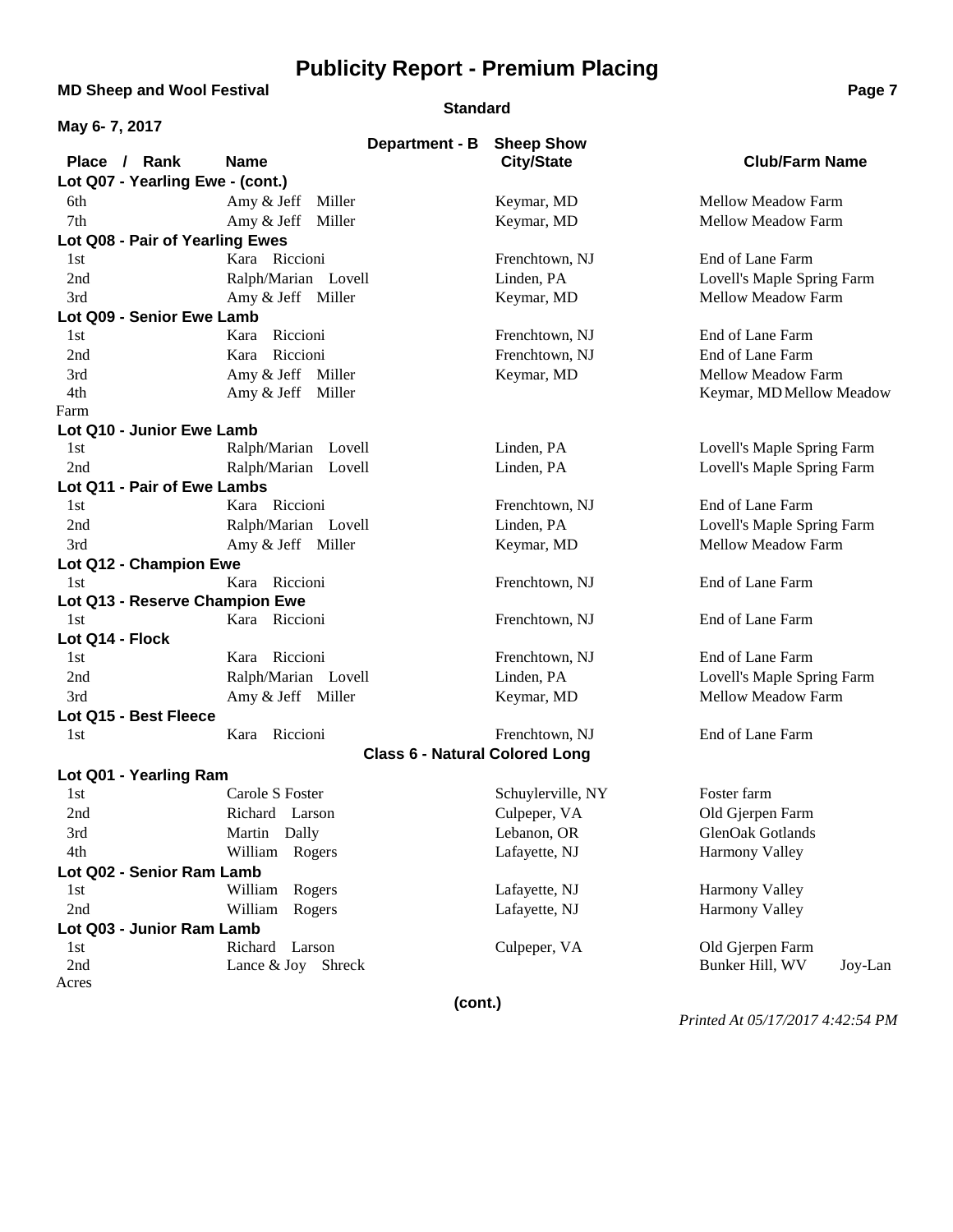# Publicity Report - Premium Placing

**MD Sheep and Wool Festival**

**Standard**

**May 6- 7, 2017**

**Department - B Sheep Show**

| Place / Rank | Name | City/State | Club/Farm Name |
|---|---|---|---|
| **Lot Q07 - Yearling Ewe - (cont.)** | | | |
| 6th | Amy & Jeff Miller | Keymar, MD | Mellow Meadow Farm |
| 7th | Amy & Jeff Miller | Keymar, MD | Mellow Meadow Farm |
| **Lot Q08 - Pair of Yearling Ewes** | | | |
| 1st | Kara Riccioni | Frenchtown, NJ | End of Lane Farm |
| 2nd | Ralph/Marian Lovell | Linden, PA | Lovell's Maple Spring Farm |
| 3rd | Amy & Jeff Miller | Keymar, MD | Mellow Meadow Farm |
| **Lot Q09 - Senior Ewe Lamb** | | | |
| 1st | Kara Riccioni | Frenchtown, NJ | End of Lane Farm |
| 2nd | Kara Riccioni | Frenchtown, NJ | End of Lane Farm |
| 3rd | Amy & Jeff Miller | Keymar, MD | Mellow Meadow Farm |
| 4th | Amy & Jeff Miller | Keymar, MD | Mellow Meadow Farm |
| **Lot Q10 - Junior Ewe Lamb** | | | |
| 1st | Ralph/Marian Lovell | Linden, PA | Lovell's Maple Spring Farm |
| 2nd | Ralph/Marian Lovell | Linden, PA | Lovell's Maple Spring Farm |
| **Lot Q11 - Pair of Ewe Lambs** | | | |
| 1st | Kara Riccioni | Frenchtown, NJ | End of Lane Farm |
| 2nd | Ralph/Marian Lovell | Linden, PA | Lovell's Maple Spring Farm |
| 3rd | Amy & Jeff Miller | Keymar, MD | Mellow Meadow Farm |
| **Lot Q12 - Champion Ewe** | | | |
| 1st | Kara Riccioni | Frenchtown, NJ | End of Lane Farm |
| **Lot Q13 - Reserve Champion Ewe** | | | |
| 1st | Kara Riccioni | Frenchtown, NJ | End of Lane Farm |
| **Lot Q14 - Flock** | | | |
| 1st | Kara Riccioni | Frenchtown, NJ | End of Lane Farm |
| 2nd | Ralph/Marian Lovell | Linden, PA | Lovell's Maple Spring Farm |
| 3rd | Amy & Jeff Miller | Keymar, MD | Mellow Meadow Farm |
| **Lot Q15 - Best Fleece** | | | |
| 1st | Kara Riccioni | Frenchtown, NJ | End of Lane Farm |

**Class 6 - Natural Colored Long**

| Place / Rank | Name | City/State | Club/Farm Name |
|---|---|---|---|
| **Lot Q01 - Yearling Ram** | | | |
| 1st | Carole S Foster | Schuylerville, NY | Foster farm |
| 2nd | Richard Larson | Culpeper, VA | Old Gjerpen Farm |
| 3rd | Martin Dally | Lebanon, OR | GlenOak Gotlands |
| 4th | William Rogers | Lafayette, NJ | Harmony Valley |
| **Lot Q02 - Senior Ram Lamb** | | | |
| 1st | William Rogers | Lafayette, NJ | Harmony Valley |
| 2nd | William Rogers | Lafayette, NJ | Harmony Valley |
| **Lot Q03 - Junior Ram Lamb** | | | |
| 1st | Richard Larson | Culpeper, VA | Old Gjerpen Farm |
| 2nd | Lance & Joy Shreck | Bunker Hill, WV | Joy-Lan Acres |

**(cont.)**

*Printed At 05/17/2017 4:42:54 PM*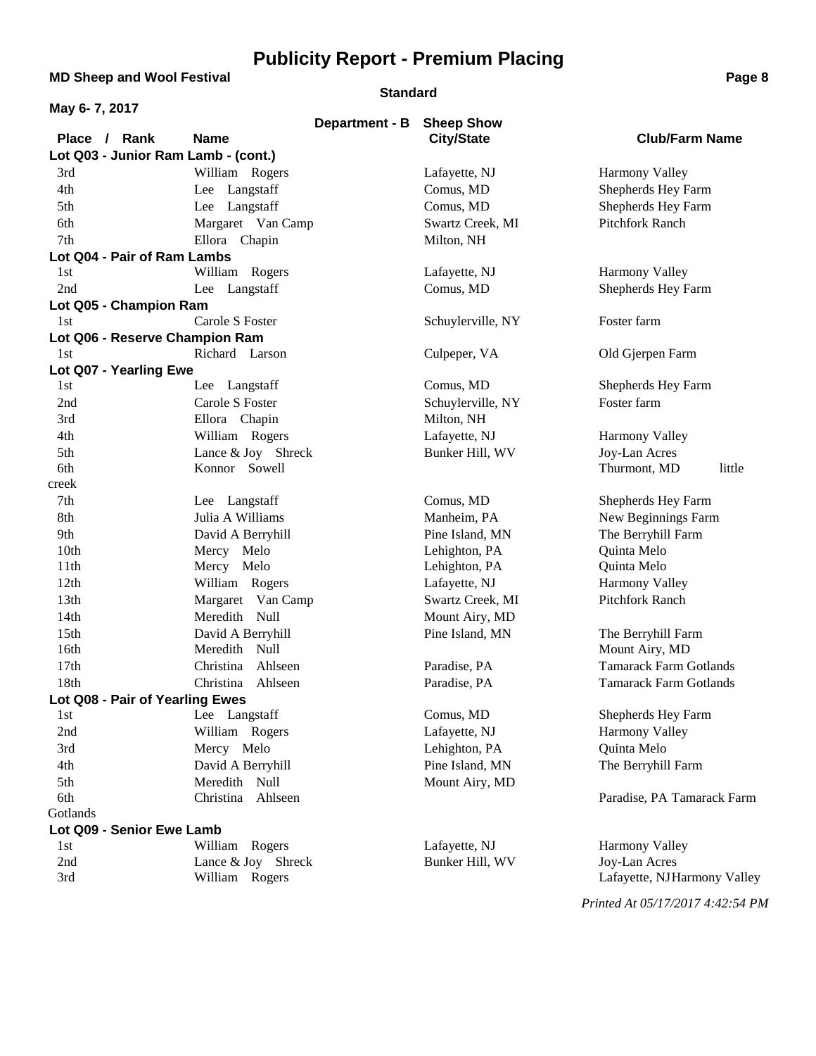# Publicity Report - Premium Placing

**MD Sheep and Wool Festival**

**Standard**

**May 6- 7, 2017**

**Department - B Sheep Show**

| Place / Rank | Name | City/State | Club/Farm Name |
|---|---|---|---|
| **Lot Q03 - Junior Ram Lamb - (cont.)** | | | |
| 3rd | William Rogers | Lafayette, NJ | Harmony Valley |
| 4th | Lee Langstaff | Comus, MD | Shepherds Hey Farm |
| 5th | Lee Langstaff | Comus, MD | Shepherds Hey Farm |
| 6th | Margaret Van Camp | Swartz Creek, MI | Pitchfork Ranch |
| 7th | Ellora Chapin | Milton, NH | |
| **Lot Q04 - Pair of Ram Lambs** | | | |
| 1st | William Rogers | Lafayette, NJ | Harmony Valley |
| 2nd | Lee Langstaff | Comus, MD | Shepherds Hey Farm |
| **Lot Q05 - Champion Ram** | | | |
| 1st | Carole S Foster | Schuylerville, NY | Foster farm |
| **Lot Q06 - Reserve Champion Ram** | | | |
| 1st | Richard Larson | Culpeper, VA | Old Gjerpen Farm |
| **Lot Q07 - Yearling Ewe** | | | |
| 1st | Lee Langstaff | Comus, MD | Shepherds Hey Farm |
| 2nd | Carole S Foster | Schuylerville, NY | Foster farm |
| 3rd | Ellora Chapin | Milton, NH | |
| 4th | William Rogers | Lafayette, NJ | Harmony Valley |
| 5th | Lance & Joy Shreck | Bunker Hill, WV | Joy-Lan Acres |
| 6th | Konnor Sowell | | Thurmont, MD little creek |
| 7th | Lee Langstaff | Comus, MD | Shepherds Hey Farm |
| 8th | Julia A Williams | Manheim, PA | New Beginnings Farm |
| 9th | David A Berryhill | Pine Island, MN | The Berryhill Farm |
| 10th | Mercy Melo | Lehighton, PA | Quinta Melo |
| 11th | Mercy Melo | Lehighton, PA | Quinta Melo |
| 12th | William Rogers | Lafayette, NJ | Harmony Valley |
| 13th | Margaret Van Camp | Swartz Creek, MI | Pitchfork Ranch |
| 14th | Meredith Null | Mount Airy, MD | |
| 15th | David A Berryhill | Pine Island, MN | The Berryhill Farm |
| 16th | Meredith Null | | Mount Airy, MD |
| 17th | Christina Ahlseen | Paradise, PA | Tamarack Farm Gotlands |
| 18th | Christina Ahlseen | Paradise, PA | Tamarack Farm Gotlands |
| **Lot Q08 - Pair of Yearling Ewes** | | | |
| 1st | Lee Langstaff | Comus, MD | Shepherds Hey Farm |
| 2nd | William Rogers | Lafayette, NJ | Harmony Valley |
| 3rd | Mercy Melo | Lehighton, PA | Quinta Melo |
| 4th | David A Berryhill | Pine Island, MN | The Berryhill Farm |
| 5th | Meredith Null | Mount Airy, MD | |
| 6th | Christina Ahlseen | | Paradise, PA Tamarack Farm Gotlands |
| **Lot Q09 - Senior Ewe Lamb** | | | |
| 1st | William Rogers | Lafayette, NJ | Harmony Valley |
| 2nd | Lance & Joy Shreck | Bunker Hill, WV | Joy-Lan Acres |
| 3rd | William Rogers | | Lafayette, NJ Harmony Valley |

*Printed At 05/17/2017 4:42:54 PM*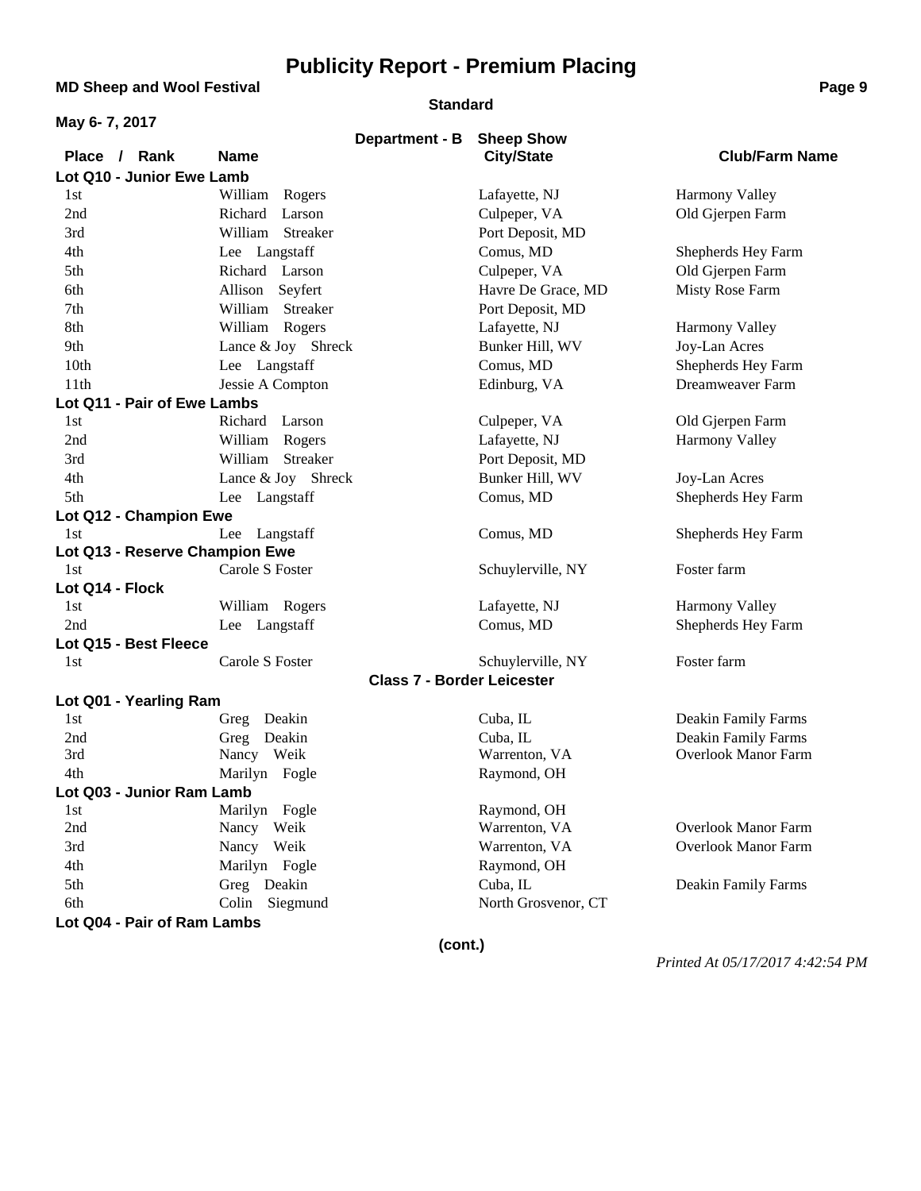# Publicity Report - Premium Placing

**MD Sheep and Wool Festival**

**Standard**

**May 6- 7, 2017**

**Department - B Sheep Show**

| Place / Rank | Name | City/State | Club/Farm Name |
|---|---|---|---|
| **Lot Q10 - Junior Ewe Lamb** | | | |
| 1st | William Rogers | Lafayette, NJ | Harmony Valley |
| 2nd | Richard Larson | Culpeper, VA | Old Gjerpen Farm |
| 3rd | William Streaker | Port Deposit, MD | |
| 4th | Lee Langstaff | Comus, MD | Shepherds Hey Farm |
| 5th | Richard Larson | Culpeper, VA | Old Gjerpen Farm |
| 6th | Allison Seyfert | Havre De Grace, MD | Misty Rose Farm |
| 7th | William Streaker | Port Deposit, MD | |
| 8th | William Rogers | Lafayette, NJ | Harmony Valley |
| 9th | Lance & Joy Shreck | Bunker Hill, WV | Joy-Lan Acres |
| 10th | Lee Langstaff | Comus, MD | Shepherds Hey Farm |
| 11th | Jessie A Compton | Edinburg, VA | Dreamweaver Farm |
| **Lot Q11 - Pair of Ewe Lambs** | | | |
| 1st | Richard Larson | Culpeper, VA | Old Gjerpen Farm |
| 2nd | William Rogers | Lafayette, NJ | Harmony Valley |
| 3rd | William Streaker | Port Deposit, MD | |
| 4th | Lance & Joy Shreck | Bunker Hill, WV | Joy-Lan Acres |
| 5th | Lee Langstaff | Comus, MD | Shepherds Hey Farm |
| **Lot Q12 - Champion Ewe** | | | |
| 1st | Lee Langstaff | Comus, MD | Shepherds Hey Farm |
| **Lot Q13 - Reserve Champion Ewe** | | | |
| 1st | Carole S Foster | Schuylerville, NY | Foster farm |
| **Lot Q14 - Flock** | | | |
| 1st | William Rogers | Lafayette, NJ | Harmony Valley |
| 2nd | Lee Langstaff | Comus, MD | Shepherds Hey Farm |
| **Lot Q15 - Best Fleece** | | | |
| 1st | Carole S Foster | Schuylerville, NY | Foster farm |

**Class 7 - Border Leicester**

| Place / Rank | Name | City/State | Club/Farm Name |
|---|---|---|---|
| **Lot Q01 - Yearling Ram** | | | |
| 1st | Greg Deakin | Cuba, IL | Deakin Family Farms |
| 2nd | Greg Deakin | Cuba, IL | Deakin Family Farms |
| 3rd | Nancy Weik | Warrenton, VA | Overlook Manor Farm |
| 4th | Marilyn Fogle | Raymond, OH | |
| **Lot Q03 - Junior Ram Lamb** | | | |
| 1st | Marilyn Fogle | Raymond, OH | |
| 2nd | Nancy Weik | Warrenton, VA | Overlook Manor Farm |
| 3rd | Nancy Weik | Warrenton, VA | Overlook Manor Farm |
| 4th | Marilyn Fogle | Raymond, OH | |
| 5th | Greg Deakin | Cuba, IL | Deakin Family Farms |
| 6th | Colin Siegmund | North Grosvenor, CT | |
| **Lot Q04 - Pair of Ram Lambs** | | | |

**(cont.)**

*Printed At 05/17/2017 4:42:54 PM*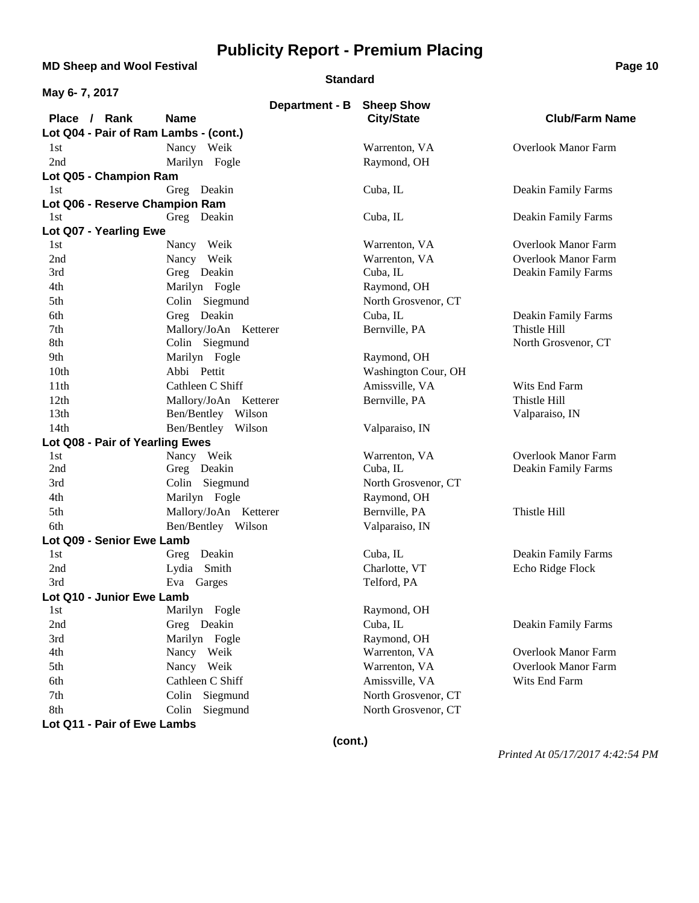# Publicity Report - Premium Placing

**MD Sheep and Wool Festival**

**Standard**

**May 6- 7, 2017**

**Department - B Sheep Show**

| Place / Rank | Name | City/State | Club/Farm Name |
|---|---|---|---|
| **Lot Q04 - Pair of Ram Lambs - (cont.)** | | | |
| 1st | Nancy Weik | Warrenton, VA | Overlook Manor Farm |
| 2nd | Marilyn Fogle | Raymond, OH | |
| **Lot Q05 - Champion Ram** | | | |
| 1st | Greg Deakin | Cuba, IL | Deakin Family Farms |
| **Lot Q06 - Reserve Champion Ram** | | | |
| 1st | Greg Deakin | Cuba, IL | Deakin Family Farms |
| **Lot Q07 - Yearling Ewe** | | | |
| 1st | Nancy Weik | Warrenton, VA | Overlook Manor Farm |
| 2nd | Nancy Weik | Warrenton, VA | Overlook Manor Farm |
| 3rd | Greg Deakin | Cuba, IL | Deakin Family Farms |
| 4th | Marilyn Fogle | Raymond, OH | |
| 5th | Colin Siegmund | North Grosvenor, CT | |
| 6th | Greg Deakin | Cuba, IL | Deakin Family Farms |
| 7th | Mallory/JoAn Ketterer | Bernville, PA | Thistle Hill |
| 8th | Colin Siegmund | | North Grosvenor, CT |
| 9th | Marilyn Fogle | Raymond, OH | |
| 10th | Abbi Pettit | Washington Cour, OH | |
| 11th | Cathleen C Shiff | Amissville, VA | Wits End Farm |
| 12th | Mallory/JoAn Ketterer | Bernville, PA | Thistle Hill |
| 13th | Ben/Bentley Wilson | | Valparaiso, IN |
| 14th | Ben/Bentley Wilson | Valparaiso, IN | |
| **Lot Q08 - Pair of Yearling Ewes** | | | |
| 1st | Nancy Weik | Warrenton, VA | Overlook Manor Farm |
| 2nd | Greg Deakin | Cuba, IL | Deakin Family Farms |
| 3rd | Colin Siegmund | North Grosvenor, CT | |
| 4th | Marilyn Fogle | Raymond, OH | |
| 5th | Mallory/JoAn Ketterer | Bernville, PA | Thistle Hill |
| 6th | Ben/Bentley Wilson | Valparaiso, IN | |
| **Lot Q09 - Senior Ewe Lamb** | | | |
| 1st | Greg Deakin | Cuba, IL | Deakin Family Farms |
| 2nd | Lydia Smith | Charlotte, VT | Echo Ridge Flock |
| 3rd | Eva Garges | Telford, PA | |
| **Lot Q10 - Junior Ewe Lamb** | | | |
| 1st | Marilyn Fogle | Raymond, OH | |
| 2nd | Greg Deakin | Cuba, IL | Deakin Family Farms |
| 3rd | Marilyn Fogle | Raymond, OH | |
| 4th | Nancy Weik | Warrenton, VA | Overlook Manor Farm |
| 5th | Nancy Weik | Warrenton, VA | Overlook Manor Farm |
| 6th | Cathleen C Shiff | Amissville, VA | Wits End Farm |
| 7th | Colin Siegmund | North Grosvenor, CT | |
| 8th | Colin Siegmund | North Grosvenor, CT | |
| **Lot Q11 - Pair of Ewe Lambs** | | | |

**(cont.)**

*Printed At 05/17/2017 4:42:54 PM*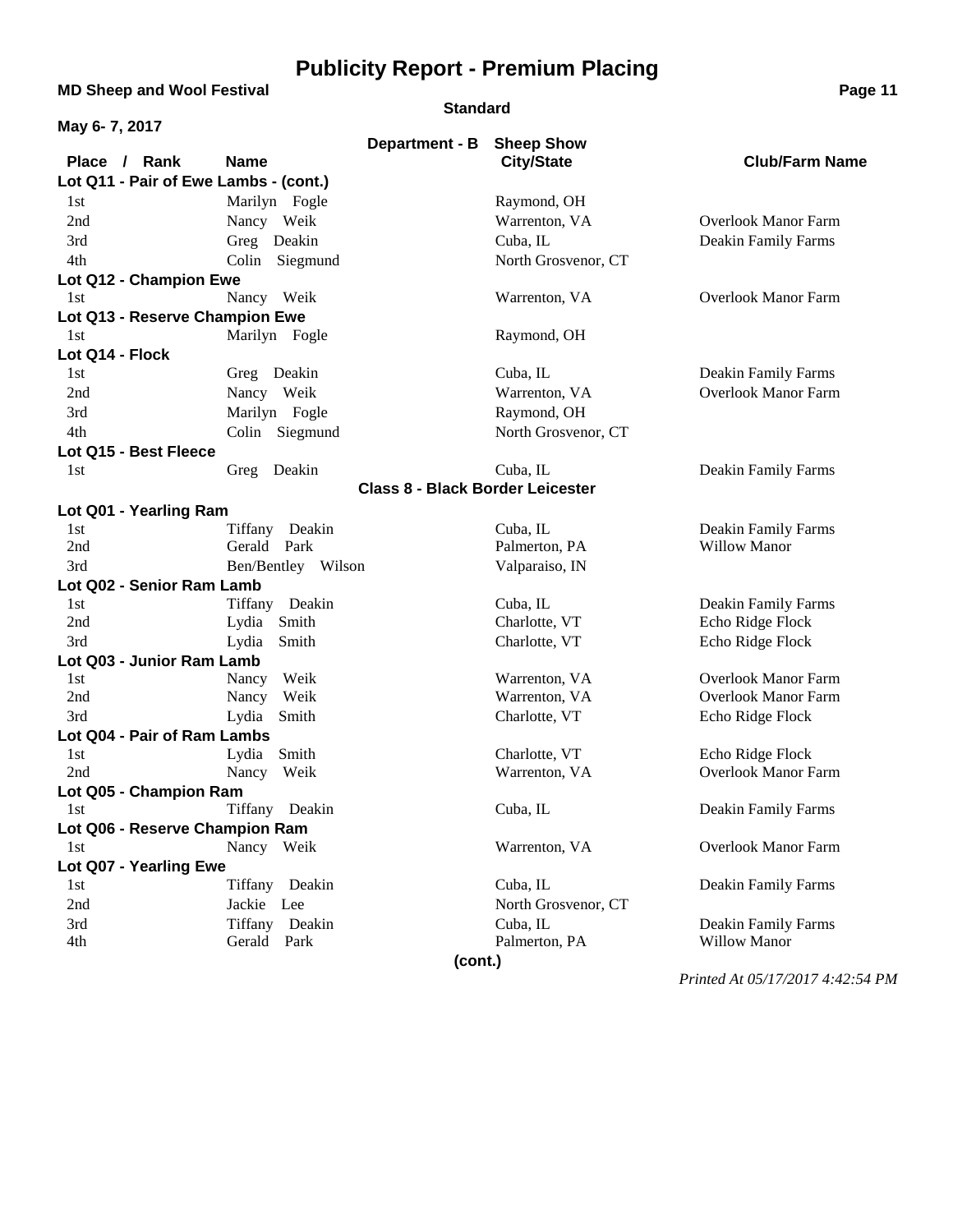# Publicity Report - Premium Placing

**MD Sheep and Wool Festival**

**Standard**

**May 6- 7, 2017**

**Department - B Sheep Show**

| Place / Rank | Name | City/State | Club/Farm Name |
|---|---|---|---|
| **Lot Q11 - Pair of Ewe Lambs - (cont.)** | | | |
| 1st | Marilyn Fogle | Raymond, OH | |
| 2nd | Nancy Weik | Warrenton, VA | Overlook Manor Farm |
| 3rd | Greg Deakin | Cuba, IL | Deakin Family Farms |
| 4th | Colin Siegmund | North Grosvenor, CT | |
| **Lot Q12 - Champion Ewe** | | | |
| 1st | Nancy Weik | Warrenton, VA | Overlook Manor Farm |
| **Lot Q13 - Reserve Champion Ewe** | | | |
| 1st | Marilyn Fogle | Raymond, OH | |
| **Lot Q14 - Flock** | | | |
| 1st | Greg Deakin | Cuba, IL | Deakin Family Farms |
| 2nd | Nancy Weik | Warrenton, VA | Overlook Manor Farm |
| 3rd | Marilyn Fogle | Raymond, OH | |
| 4th | Colin Siegmund | North Grosvenor, CT | |
| **Lot Q15 - Best Fleece** | | | |
| 1st | Greg Deakin | Cuba, IL | Deakin Family Farms |

**Class 8 - Black Border Leicester**

| Place / Rank | Name | City/State | Club/Farm Name |
|---|---|---|---|
| **Lot Q01 - Yearling Ram** | | | |
| 1st | Tiffany Deakin | Cuba, IL | Deakin Family Farms |
| 2nd | Gerald Park | Palmerton, PA | Willow Manor |
| 3rd | Ben/Bentley Wilson | Valparaiso, IN | |
| **Lot Q02 - Senior Ram Lamb** | | | |
| 1st | Tiffany Deakin | Cuba, IL | Deakin Family Farms |
| 2nd | Lydia Smith | Charlotte, VT | Echo Ridge Flock |
| 3rd | Lydia Smith | Charlotte, VT | Echo Ridge Flock |
| **Lot Q03 - Junior Ram Lamb** | | | |
| 1st | Nancy Weik | Warrenton, VA | Overlook Manor Farm |
| 2nd | Nancy Weik | Warrenton, VA | Overlook Manor Farm |
| 3rd | Lydia Smith | Charlotte, VT | Echo Ridge Flock |
| **Lot Q04 - Pair of Ram Lambs** | | | |
| 1st | Lydia Smith | Charlotte, VT | Echo Ridge Flock |
| 2nd | Nancy Weik | Warrenton, VA | Overlook Manor Farm |
| **Lot Q05 - Champion Ram** | | | |
| 1st | Tiffany Deakin | Cuba, IL | Deakin Family Farms |
| **Lot Q06 - Reserve Champion Ram** | | | |
| 1st | Nancy Weik | Warrenton, VA | Overlook Manor Farm |
| **Lot Q07 - Yearling Ewe** | | | |
| 1st | Tiffany Deakin | Cuba, IL | Deakin Family Farms |
| 2nd | Jackie Lee | North Grosvenor, CT | |
| 3rd | Tiffany Deakin | Cuba, IL | Deakin Family Farms |
| 4th | Gerald Park | Palmerton, PA | Willow Manor |

**(cont.)**

*Printed At 05/17/2017 4:42:54 PM*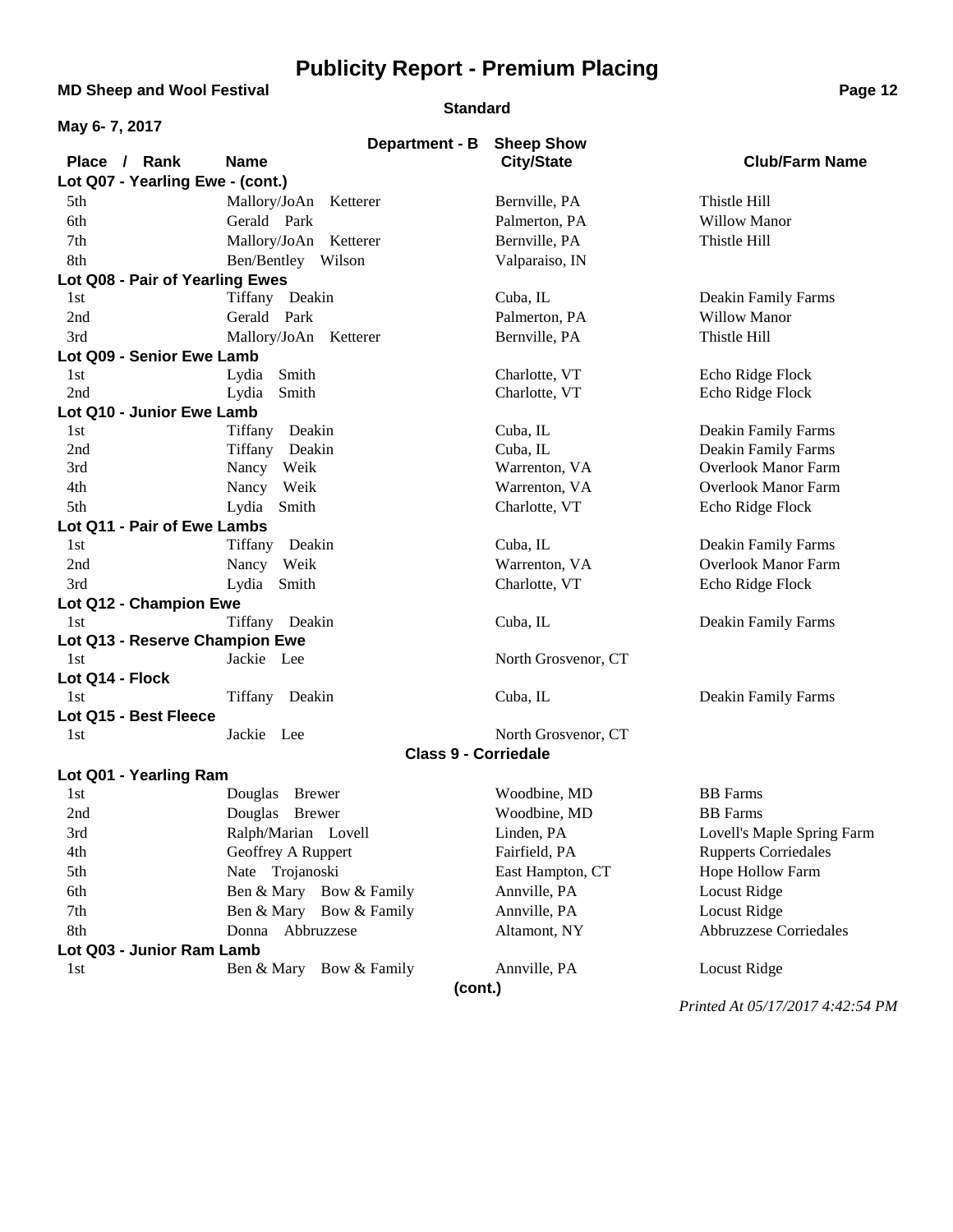# Publicity Report - Premium Placing

**MD Sheep and Wool Festival**

**Standard**

**May 6- 7, 2017**

**Department - B Sheep Show**

| Place / Rank | Name | City/State | Club/Farm Name |
|---|---|---|---|
| **Lot Q07 - Yearling Ewe - (cont.)** | | | |
| 5th | Mallory/JoAn Ketterer | Bernville, PA | Thistle Hill |
| 6th | Gerald Park | Palmerton, PA | Willow Manor |
| 7th | Mallory/JoAn Ketterer | Bernville, PA | Thistle Hill |
| 8th | Ben/Bentley Wilson | Valparaiso, IN | |
| **Lot Q08 - Pair of Yearling Ewes** | | | |
| 1st | Tiffany Deakin | Cuba, IL | Deakin Family Farms |
| 2nd | Gerald Park | Palmerton, PA | Willow Manor |
| 3rd | Mallory/JoAn Ketterer | Bernville, PA | Thistle Hill |
| **Lot Q09 - Senior Ewe Lamb** | | | |
| 1st | Lydia Smith | Charlotte, VT | Echo Ridge Flock |
| 2nd | Lydia Smith | Charlotte, VT | Echo Ridge Flock |
| **Lot Q10 - Junior Ewe Lamb** | | | |
| 1st | Tiffany Deakin | Cuba, IL | Deakin Family Farms |
| 2nd | Tiffany Deakin | Cuba, IL | Deakin Family Farms |
| 3rd | Nancy Weik | Warrenton, VA | Overlook Manor Farm |
| 4th | Nancy Weik | Warrenton, VA | Overlook Manor Farm |
| 5th | Lydia Smith | Charlotte, VT | Echo Ridge Flock |
| **Lot Q11 - Pair of Ewe Lambs** | | | |
| 1st | Tiffany Deakin | Cuba, IL | Deakin Family Farms |
| 2nd | Nancy Weik | Warrenton, VA | Overlook Manor Farm |
| 3rd | Lydia Smith | Charlotte, VT | Echo Ridge Flock |
| **Lot Q12 - Champion Ewe** | | | |
| 1st | Tiffany Deakin | Cuba, IL | Deakin Family Farms |
| **Lot Q13 - Reserve Champion Ewe** | | | |
| 1st | Jackie Lee | North Grosvenor, CT | |
| **Lot Q14 - Flock** | | | |
| 1st | Tiffany Deakin | Cuba, IL | Deakin Family Farms |
| **Lot Q15 - Best Fleece** | | | |
| 1st | Jackie Lee | North Grosvenor, CT | |

**Class 9 - Corriedale**

| Place / Rank | Name | City/State | Club/Farm Name |
|---|---|---|---|
| **Lot Q01 - Yearling Ram** | | | |
| 1st | Douglas Brewer | Woodbine, MD | BB Farms |
| 2nd | Douglas Brewer | Woodbine, MD | BB Farms |
| 3rd | Ralph/Marian Lovell | Linden, PA | Lovell's Maple Spring Farm |
| 4th | Geoffrey A Ruppert | Fairfield, PA | Rupperts Corriedales |
| 5th | Nate Trojanoski | East Hampton, CT | Hope Hollow Farm |
| 6th | Ben & Mary Bow & Family | Annville, PA | Locust Ridge |
| 7th | Ben & Mary Bow & Family | Annville, PA | Locust Ridge |
| 8th | Donna Abbruzzese | Altamont, NY | Abbruzzese Corriedales |
| **Lot Q03 - Junior Ram Lamb** | | | |
| 1st | Ben & Mary Bow & Family | Annville, PA | Locust Ridge |

**(cont.)**

*Printed At 05/17/2017 4:42:54 PM*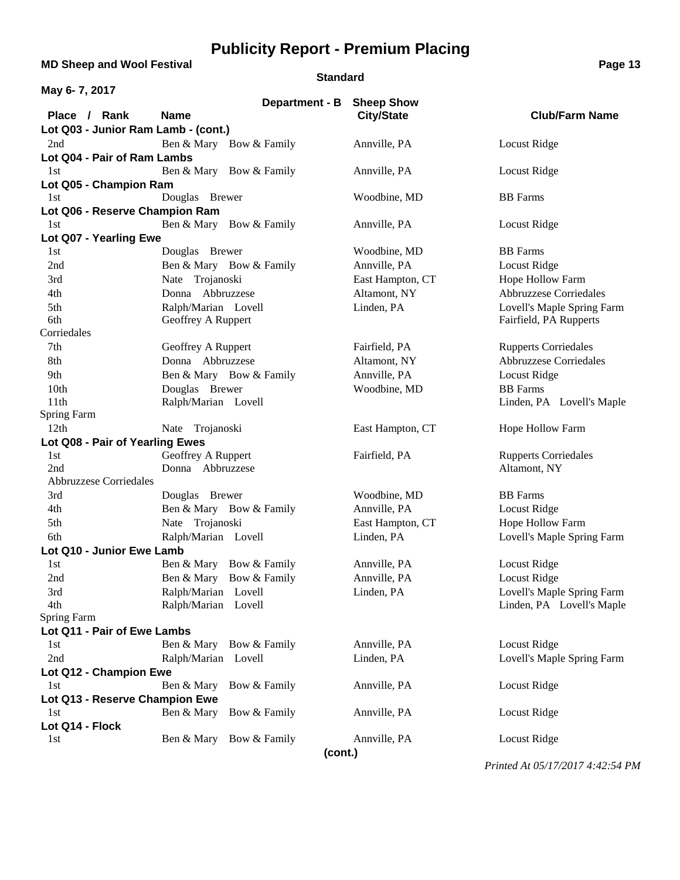# Publicity Report - Premium Placing

**MD Sheep and Wool Festival**

**Standard**

**May 6- 7, 2017**

**Department - B Sheep Show**

| Place / Rank | Name | City/State | Club/Farm Name |
|---|---|---|---|
| **Lot Q03 - Junior Ram Lamb - (cont.)** | | | |
| 2nd | Ben & Mary Bow & Family | Annville, PA | Locust Ridge |
| **Lot Q04 - Pair of Ram Lambs** | | | |
| 1st | Ben & Mary Bow & Family | Annville, PA | Locust Ridge |
| **Lot Q05 - Champion Ram** | | | |
| 1st | Douglas Brewer | Woodbine, MD | BB Farms |
| **Lot Q06 - Reserve Champion Ram** | | | |
| 1st | Ben & Mary Bow & Family | Annville, PA | Locust Ridge |
| **Lot Q07 - Yearling Ewe** | | | |
| 1st | Douglas Brewer | Woodbine, MD | BB Farms |
| 2nd | Ben & Mary Bow & Family | Annville, PA | Locust Ridge |
| 3rd | Nate Trojanoski | East Hampton, CT | Hope Hollow Farm |
| 4th | Donna Abbruzzese | Altamont, NY | Abbruzzese Corriedales |
| 5th | Ralph/Marian Lovell | Linden, PA | Lovell's Maple Spring Farm |
| 6th | Geoffrey A Ruppert | | Fairfield, PA Rupperts Corriedales |
| 7th | Geoffrey A Ruppert | Fairfield, PA | Rupperts Corriedales |
| 8th | Donna Abbruzzese | Altamont, NY | Abbruzzese Corriedales |
| 9th | Ben & Mary Bow & Family | Annville, PA | Locust Ridge |
| 10th | Douglas Brewer | Woodbine, MD | BB Farms |
| 11th | Ralph/Marian Lovell | | Linden, PA Lovell's Maple Spring Farm |
| 12th | Nate Trojanoski | East Hampton, CT | Hope Hollow Farm |
| **Lot Q08 - Pair of Yearling Ewes** | | | |
| 1st | Geoffrey A Ruppert | Fairfield, PA | Rupperts Corriedales |
| 2nd | Donna Abbruzzese | | Altamont, NY Abbruzzese Corriedales |
| 3rd | Douglas Brewer | Woodbine, MD | BB Farms |
| 4th | Ben & Mary Bow & Family | Annville, PA | Locust Ridge |
| 5th | Nate Trojanoski | East Hampton, CT | Hope Hollow Farm |
| 6th | Ralph/Marian Lovell | Linden, PA | Lovell's Maple Spring Farm |
| **Lot Q10 - Junior Ewe Lamb** | | | |
| 1st | Ben & Mary Bow & Family | Annville, PA | Locust Ridge |
| 2nd | Ben & Mary Bow & Family | Annville, PA | Locust Ridge |
| 3rd | Ralph/Marian Lovell | Linden, PA | Lovell's Maple Spring Farm |
| 4th | Ralph/Marian Lovell | | Linden, PA Lovell's Maple Spring Farm |
| **Lot Q11 - Pair of Ewe Lambs** | | | |
| 1st | Ben & Mary Bow & Family | Annville, PA | Locust Ridge |
| 2nd | Ralph/Marian Lovell | Linden, PA | Lovell's Maple Spring Farm |
| **Lot Q12 - Champion Ewe** | | | |
| 1st | Ben & Mary Bow & Family | Annville, PA | Locust Ridge |
| **Lot Q13 - Reserve Champion Ewe** | | | |
| 1st | Ben & Mary Bow & Family | Annville, PA | Locust Ridge |
| **Lot Q14 - Flock** | | | |
| 1st | Ben & Mary Bow & Family | Annville, PA | Locust Ridge |

**(cont.)**

*Printed At 05/17/2017 4:42:54 PM*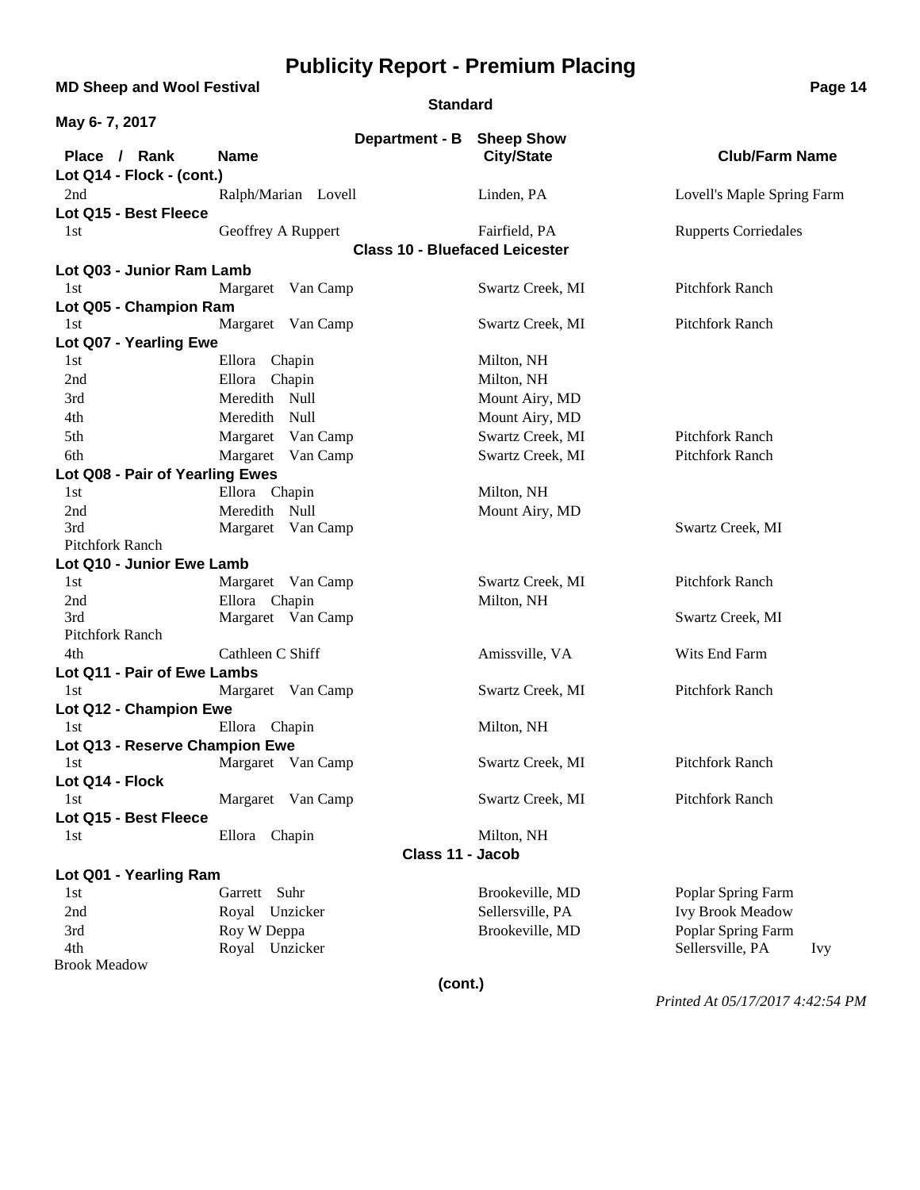# Publicity Report - Premium Placing

**MD Sheep and Wool Festival**

**Standard**

**May 6- 7, 2017**

**Department - B Sheep Show**

| Place / Rank | Name | City/State | Club/Farm Name |
|---|---|---|---|
| **Lot Q14 - Flock - (cont.)** | | | |
| 2nd | Ralph/Marian Lovell | Linden, PA | Lovell's Maple Spring Farm |
| **Lot Q15 - Best Fleece** | | | |
| 1st | Geoffrey A Ruppert | Fairfield, PA | Rupperts Corriedales |

## Class 10 - Bluefaced Leicester

| Place / Rank | Name | City/State | Club/Farm Name |
|---|---|---|---|
| **Lot Q03 - Junior Ram Lamb** | | | |
| 1st | Margaret Van Camp | Swartz Creek, MI | Pitchfork Ranch |
| **Lot Q05 - Champion Ram** | | | |
| 1st | Margaret Van Camp | Swartz Creek, MI | Pitchfork Ranch |
| **Lot Q07 - Yearling Ewe** | | | |
| 1st | Ellora Chapin | Milton, NH | |
| 2nd | Ellora Chapin | Milton, NH | |
| 3rd | Meredith Null | Mount Airy, MD | |
| 4th | Meredith Null | Mount Airy, MD | |
| 5th | Margaret Van Camp | Swartz Creek, MI | Pitchfork Ranch |
| 6th | Margaret Van Camp | Swartz Creek, MI | Pitchfork Ranch |
| **Lot Q08 - Pair of Yearling Ewes** | | | |
| 1st | Ellora Chapin | Milton, NH | |
| 2nd | Meredith Null | Mount Airy, MD | |
| 3rd | Margaret Van Camp | Swartz Creek, MI | Pitchfork Ranch |
| **Lot Q10 - Junior Ewe Lamb** | | | |
| 1st | Margaret Van Camp | Swartz Creek, MI | Pitchfork Ranch |
| 2nd | Ellora Chapin | Milton, NH | |
| 3rd | Margaret Van Camp | Swartz Creek, MI | Pitchfork Ranch |
| 4th | Cathleen C Shiff | Amissville, VA | Wits End Farm |
| **Lot Q11 - Pair of Ewe Lambs** | | | |
| 1st | Margaret Van Camp | Swartz Creek, MI | Pitchfork Ranch |
| **Lot Q12 - Champion Ewe** | | | |
| 1st | Ellora Chapin | Milton, NH | |
| **Lot Q13 - Reserve Champion Ewe** | | | |
| 1st | Margaret Van Camp | Swartz Creek, MI | Pitchfork Ranch |
| **Lot Q14 - Flock** | | | |
| 1st | Margaret Van Camp | Swartz Creek, MI | Pitchfork Ranch |
| **Lot Q15 - Best Fleece** | | | |
| 1st | Ellora Chapin | Milton, NH | |

## Class 11 - Jacob

| Place / Rank | Name | City/State | Club/Farm Name |
|---|---|---|---|
| **Lot Q01 - Yearling Ram** | | | |
| 1st | Garrett Suhr | Brookeville, MD | Poplar Spring Farm |
| 2nd | Royal Unzicker | Sellersville, PA | Ivy Brook Meadow |
| 3rd | Roy W Deppa | Brookeville, MD | Poplar Spring Farm |
| 4th | Royal Unzicker | Sellersville, PA | Ivy Brook Meadow |

**(cont.)**

*Printed At 05/17/2017 4:42:54 PM*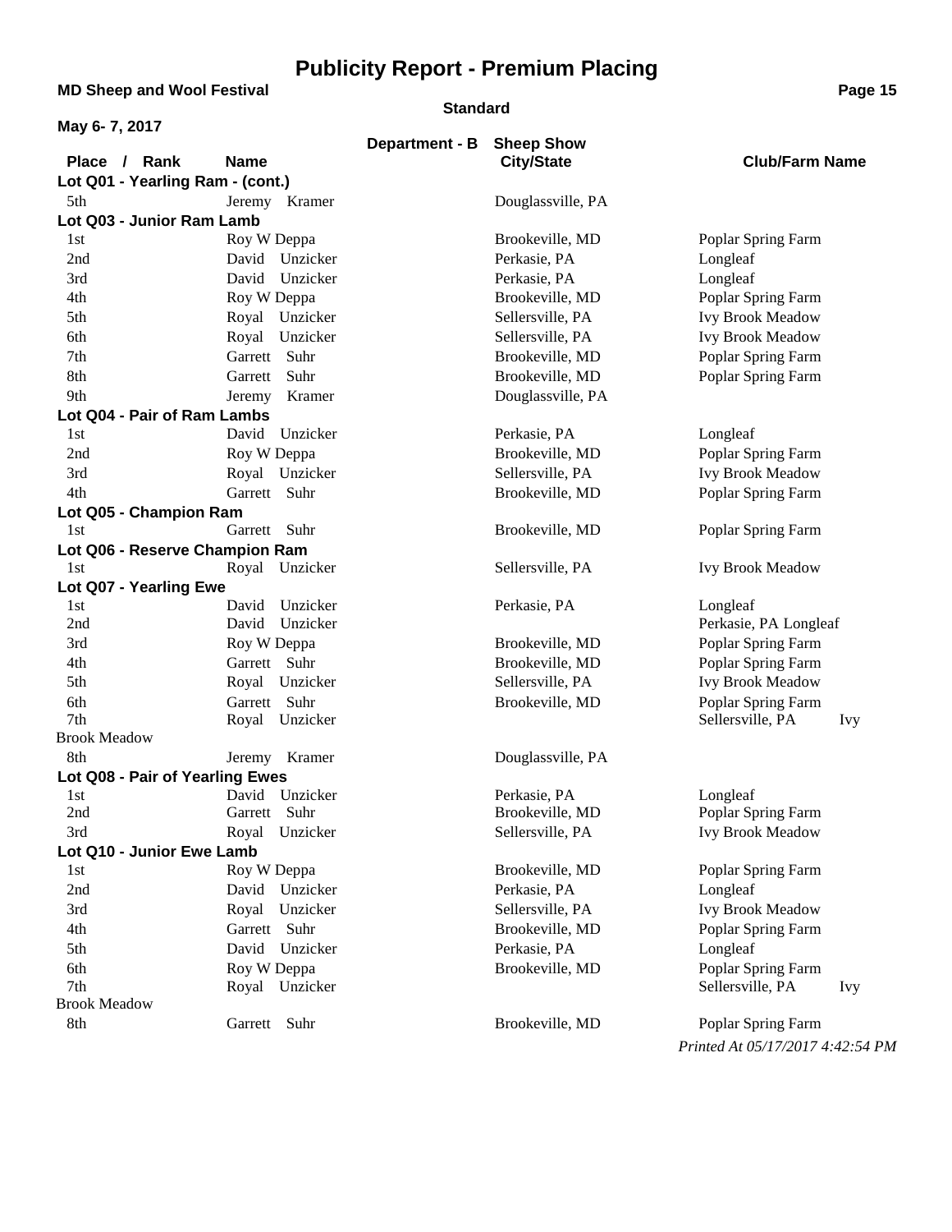# Publicity Report - Premium Placing

**MD Sheep and Wool Festival**

**Standard**

**May 6- 7, 2017**

**Department - B Sheep Show**

| Place / Rank | Name | City/State | Club/Farm Name |
|---|---|---|---|
| **Lot Q01 - Yearling Ram - (cont.)** | | | |
| 5th | Jeremy Kramer | Douglassville, PA | |
| **Lot Q03 - Junior Ram Lamb** | | | |
| 1st | Roy W Deppa | Brookeville, MD | Poplar Spring Farm |
| 2nd | David Unzicker | Perkasie, PA | Longleaf |
| 3rd | David Unzicker | Perkasie, PA | Longleaf |
| 4th | Roy W Deppa | Brookeville, MD | Poplar Spring Farm |
| 5th | Royal Unzicker | Sellersville, PA | Ivy Brook Meadow |
| 6th | Royal Unzicker | Sellersville, PA | Ivy Brook Meadow |
| 7th | Garrett Suhr | Brookeville, MD | Poplar Spring Farm |
| 8th | Garrett Suhr | Brookeville, MD | Poplar Spring Farm |
| 9th | Jeremy Kramer | Douglassville, PA | |
| **Lot Q04 - Pair of Ram Lambs** | | | |
| 1st | David Unzicker | Perkasie, PA | Longleaf |
| 2nd | Roy W Deppa | Brookeville, MD | Poplar Spring Farm |
| 3rd | Royal Unzicker | Sellersville, PA | Ivy Brook Meadow |
| 4th | Garrett Suhr | Brookeville, MD | Poplar Spring Farm |
| **Lot Q05 - Champion Ram** | | | |
| 1st | Garrett Suhr | Brookeville, MD | Poplar Spring Farm |
| **Lot Q06 - Reserve Champion Ram** | | | |
| 1st | Royal Unzicker | Sellersville, PA | Ivy Brook Meadow |
| **Lot Q07 - Yearling Ewe** | | | |
| 1st | David Unzicker | Perkasie, PA | Longleaf |
| 2nd | David Unzicker | | Perkasie, PA Longleaf |
| 3rd | Roy W Deppa | Brookeville, MD | Poplar Spring Farm |
| 4th | Garrett Suhr | Brookeville, MD | Poplar Spring Farm |
| 5th | Royal Unzicker | Sellersville, PA | Ivy Brook Meadow |
| 6th | Garrett Suhr | Brookeville, MD | Poplar Spring Farm |
| 7th | Royal Unzicker | | Sellersville, PA Ivy Brook Meadow |
| 8th | Jeremy Kramer | Douglassville, PA | |
| **Lot Q08 - Pair of Yearling Ewes** | | | |
| 1st | David Unzicker | Perkasie, PA | Longleaf |
| 2nd | Garrett Suhr | Brookeville, MD | Poplar Spring Farm |
| 3rd | Royal Unzicker | Sellersville, PA | Ivy Brook Meadow |
| **Lot Q10 - Junior Ewe Lamb** | | | |
| 1st | Roy W Deppa | Brookeville, MD | Poplar Spring Farm |
| 2nd | David Unzicker | Perkasie, PA | Longleaf |
| 3rd | Royal Unzicker | Sellersville, PA | Ivy Brook Meadow |
| 4th | Garrett Suhr | Brookeville, MD | Poplar Spring Farm |
| 5th | David Unzicker | Perkasie, PA | Longleaf |
| 6th | Roy W Deppa | Brookeville, MD | Poplar Spring Farm |
| 7th | Royal Unzicker | | Sellersville, PA Ivy Brook Meadow |
| 8th | Garrett Suhr | Brookeville, MD | Poplar Spring Farm |

*Printed At 05/17/2017 4:42:54 PM*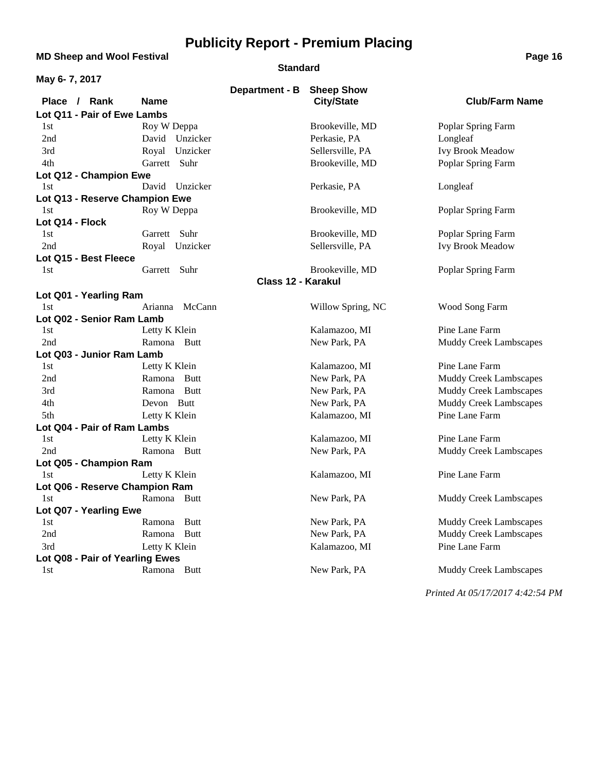# Publicity Report - Premium Placing

**MD Sheep and Wool Festival**

**Standard**

**May 6- 7, 2017**

**Department - B Sheep Show**

| Place / Rank | Name | City/State | Club/Farm Name |
|---|---|---|---|
| **Lot Q11 - Pair of Ewe Lambs** | | | |
| 1st | Roy W Deppa | Brookeville, MD | Poplar Spring Farm |
| 2nd | David Unzicker | Perkasie, PA | Longleaf |
| 3rd | Royal Unzicker | Sellersville, PA | Ivy Brook Meadow |
| 4th | Garrett Suhr | Brookeville, MD | Poplar Spring Farm |
| **Lot Q12 - Champion Ewe** | | | |
| 1st | David Unzicker | Perkasie, PA | Longleaf |
| **Lot Q13 - Reserve Champion Ewe** | | | |
| 1st | Roy W Deppa | Brookeville, MD | Poplar Spring Farm |
| **Lot Q14 - Flock** | | | |
| 1st | Garrett Suhr | Brookeville, MD | Poplar Spring Farm |
| 2nd | Royal Unzicker | Sellersville, PA | Ivy Brook Meadow |
| **Lot Q15 - Best Fleece** | | | |
| 1st | Garrett Suhr | Brookeville, MD | Poplar Spring Farm |

## Class 12 - Karakul

| Place / Rank | Name | City/State | Club/Farm Name |
|---|---|---|---|
| **Lot Q01 - Yearling Ram** | | | |
| 1st | Arianna McCann | Willow Spring, NC | Wood Song Farm |
| **Lot Q02 - Senior Ram Lamb** | | | |
| 1st | Letty K Klein | Kalamazoo, MI | Pine Lane Farm |
| 2nd | Ramona Butt | New Park, PA | Muddy Creek Lambscapes |
| **Lot Q03 - Junior Ram Lamb** | | | |
| 1st | Letty K Klein | Kalamazoo, MI | Pine Lane Farm |
| 2nd | Ramona Butt | New Park, PA | Muddy Creek Lambscapes |
| 3rd | Ramona Butt | New Park, PA | Muddy Creek Lambscapes |
| 4th | Devon Butt | New Park, PA | Muddy Creek Lambscapes |
| 5th | Letty K Klein | Kalamazoo, MI | Pine Lane Farm |
| **Lot Q04 - Pair of Ram Lambs** | | | |
| 1st | Letty K Klein | Kalamazoo, MI | Pine Lane Farm |
| 2nd | Ramona Butt | New Park, PA | Muddy Creek Lambscapes |
| **Lot Q05 - Champion Ram** | | | |
| 1st | Letty K Klein | Kalamazoo, MI | Pine Lane Farm |
| **Lot Q06 - Reserve Champion Ram** | | | |
| 1st | Ramona Butt | New Park, PA | Muddy Creek Lambscapes |
| **Lot Q07 - Yearling Ewe** | | | |
| 1st | Ramona Butt | New Park, PA | Muddy Creek Lambscapes |
| 2nd | Ramona Butt | New Park, PA | Muddy Creek Lambscapes |
| 3rd | Letty K Klein | Kalamazoo, MI | Pine Lane Farm |
| **Lot Q08 - Pair of Yearling Ewes** | | | |
| 1st | Ramona Butt | New Park, PA | Muddy Creek Lambscapes |

*Printed At 05/17/2017 4:42:54 PM*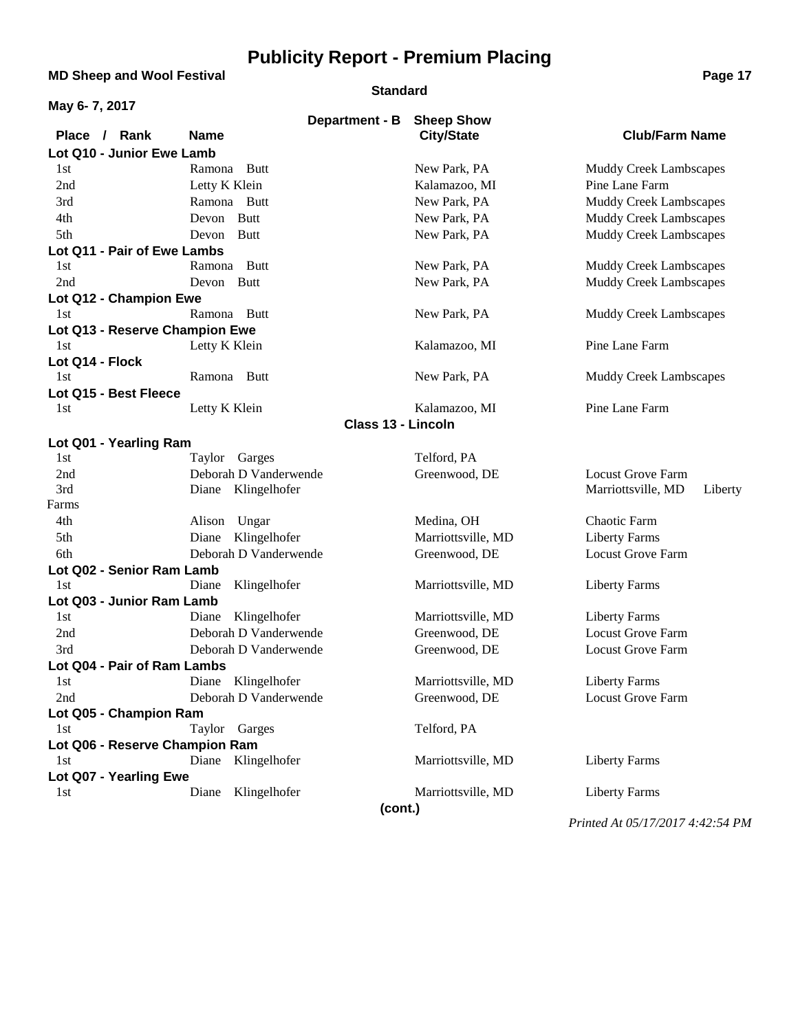# Publicity Report - Premium Placing

**MD Sheep and Wool Festival**

**Standard**

**May 6- 7, 2017**

**Department - B Sheep Show**

| Place / Rank | Name | City/State | Club/Farm Name |
|---|---|---|---|
| **Lot Q10 - Junior Ewe Lamb** | | | |
| 1st | Ramona Butt | New Park, PA | Muddy Creek Lambscapes |
| 2nd | Letty K Klein | Kalamazoo, MI | Pine Lane Farm |
| 3rd | Ramona Butt | New Park, PA | Muddy Creek Lambscapes |
| 4th | Devon Butt | New Park, PA | Muddy Creek Lambscapes |
| 5th | Devon Butt | New Park, PA | Muddy Creek Lambscapes |
| **Lot Q11 - Pair of Ewe Lambs** | | | |
| 1st | Ramona Butt | New Park, PA | Muddy Creek Lambscapes |
| 2nd | Devon Butt | New Park, PA | Muddy Creek Lambscapes |
| **Lot Q12 - Champion Ewe** | | | |
| 1st | Ramona Butt | New Park, PA | Muddy Creek Lambscapes |
| **Lot Q13 - Reserve Champion Ewe** | | | |
| 1st | Letty K Klein | Kalamazoo, MI | Pine Lane Farm |
| **Lot Q14 - Flock** | | | |
| 1st | Ramona Butt | New Park, PA | Muddy Creek Lambscapes |
| **Lot Q15 - Best Fleece** | | | |
| 1st | Letty K Klein | Kalamazoo, MI | Pine Lane Farm |

**Class 13 - Lincoln**

| Place / Rank | Name | City/State | Club/Farm Name |
|---|---|---|---|
| **Lot Q01 - Yearling Ram** | | | |
| 1st | Taylor Garges | Telford, PA | |
| 2nd | Deborah D Vanderwende | Greenwood, DE | Locust Grove Farm |
| 3rd | Diane Klingelhofer | | Marriottsville, MD Liberty Farms |
| 4th | Alison Ungar | Medina, OH | Chaotic Farm |
| 5th | Diane Klingelhofer | Marriottsville, MD | Liberty Farms |
| 6th | Deborah D Vanderwende | Greenwood, DE | Locust Grove Farm |
| **Lot Q02 - Senior Ram Lamb** | | | |
| 1st | Diane Klingelhofer | Marriottsville, MD | Liberty Farms |
| **Lot Q03 - Junior Ram Lamb** | | | |
| 1st | Diane Klingelhofer | Marriottsville, MD | Liberty Farms |
| 2nd | Deborah D Vanderwende | Greenwood, DE | Locust Grove Farm |
| 3rd | Deborah D Vanderwende | Greenwood, DE | Locust Grove Farm |
| **Lot Q04 - Pair of Ram Lambs** | | | |
| 1st | Diane Klingelhofer | Marriottsville, MD | Liberty Farms |
| 2nd | Deborah D Vanderwende | Greenwood, DE | Locust Grove Farm |
| **Lot Q05 - Champion Ram** | | | |
| 1st | Taylor Garges | Telford, PA | |
| **Lot Q06 - Reserve Champion Ram** | | | |
| 1st | Diane Klingelhofer | Marriottsville, MD | Liberty Farms |
| **Lot Q07 - Yearling Ewe** | | | |
| 1st | Diane Klingelhofer | Marriottsville, MD | Liberty Farms |

**(cont.)**

*Printed At 05/17/2017 4:42:54 PM*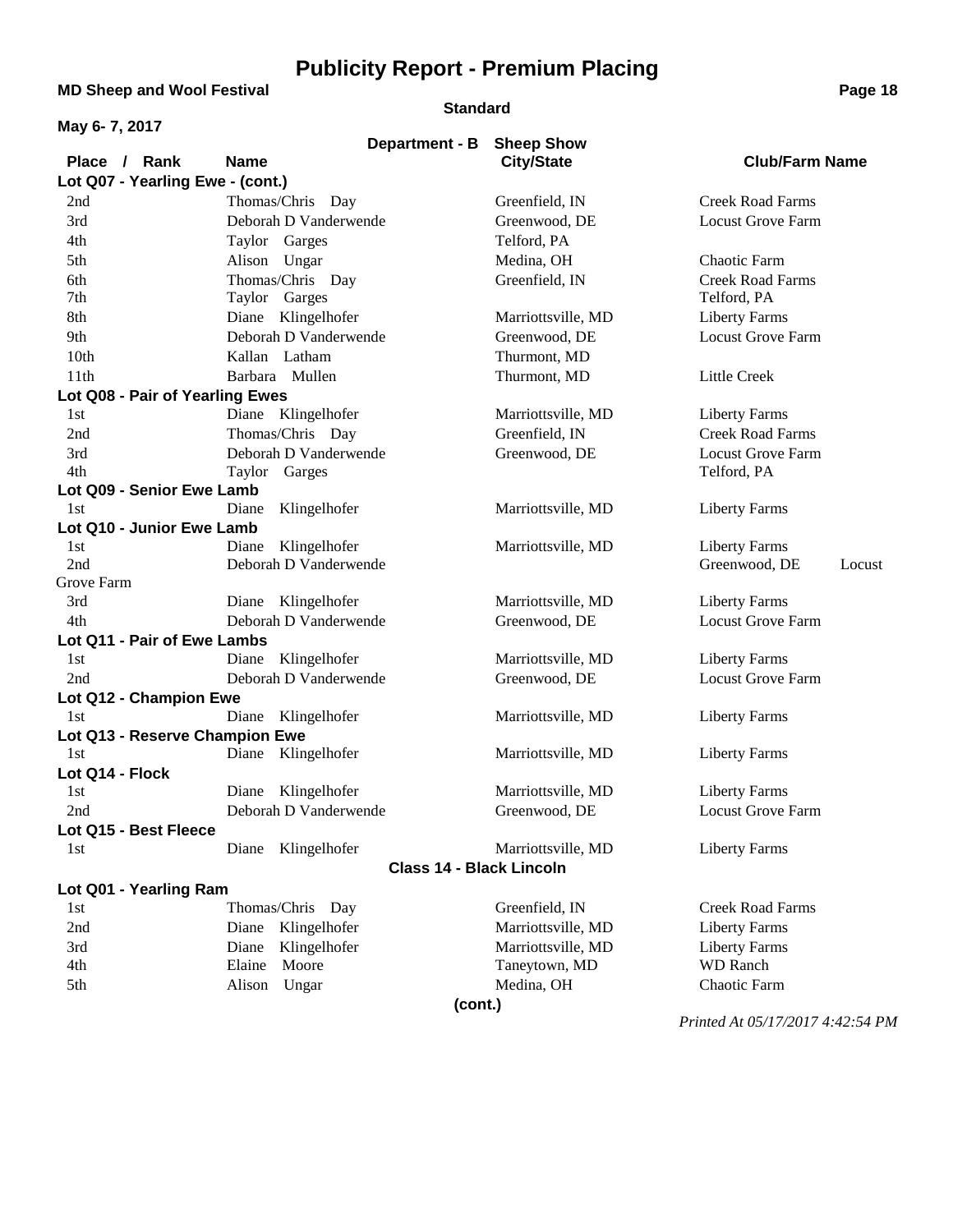# Publicity Report - Premium Placing

**MD Sheep and Wool Festival**

**Standard**

**May 6- 7, 2017**

**Department - B Sheep Show**

| Place / Rank | Name | City/State | Club/Farm Name |
|---|---|---|---|
| **Lot Q07 - Yearling Ewe - (cont.)** | | | |
| 2nd | Thomas/Chris Day | Greenfield, IN | Creek Road Farms |
| 3rd | Deborah D Vanderwende | Greenwood, DE | Locust Grove Farm |
| 4th | Taylor Garges | Telford, PA | |
| 5th | Alison Ungar | Medina, OH | Chaotic Farm |
| 6th | Thomas/Chris Day | Greenfield, IN | Creek Road Farms |
| 7th | Taylor Garges | | Telford, PA |
| 8th | Diane Klingelhofer | Marriottsville, MD | Liberty Farms |
| 9th | Deborah D Vanderwende | Greenwood, DE | Locust Grove Farm |
| 10th | Kallan Latham | Thurmont, MD | |
| 11th | Barbara Mullen | Thurmont, MD | Little Creek |
| **Lot Q08 - Pair of Yearling Ewes** | | | |
| 1st | Diane Klingelhofer | Marriottsville, MD | Liberty Farms |
| 2nd | Thomas/Chris Day | Greenfield, IN | Creek Road Farms |
| 3rd | Deborah D Vanderwende | Greenwood, DE | Locust Grove Farm |
| 4th | Taylor Garges | | Telford, PA |
| **Lot Q09 - Senior Ewe Lamb** | | | |
| 1st | Diane Klingelhofer | Marriottsville, MD | Liberty Farms |
| **Lot Q10 - Junior Ewe Lamb** | | | |
| 1st | Diane Klingelhofer | Marriottsville, MD | Liberty Farms |
| 2nd | Deborah D Vanderwende | | Greenwood, DE Locust Grove Farm |
| 3rd | Diane Klingelhofer | Marriottsville, MD | Liberty Farms |
| 4th | Deborah D Vanderwende | Greenwood, DE | Locust Grove Farm |
| **Lot Q11 - Pair of Ewe Lambs** | | | |
| 1st | Diane Klingelhofer | Marriottsville, MD | Liberty Farms |
| 2nd | Deborah D Vanderwende | Greenwood, DE | Locust Grove Farm |
| **Lot Q12 - Champion Ewe** | | | |
| 1st | Diane Klingelhofer | Marriottsville, MD | Liberty Farms |
| **Lot Q13 - Reserve Champion Ewe** | | | |
| 1st | Diane Klingelhofer | Marriottsville, MD | Liberty Farms |
| **Lot Q14 - Flock** | | | |
| 1st | Diane Klingelhofer | Marriottsville, MD | Liberty Farms |
| 2nd | Deborah D Vanderwende | Greenwood, DE | Locust Grove Farm |
| **Lot Q15 - Best Fleece** | | | |
| 1st | Diane Klingelhofer | Marriottsville, MD | Liberty Farms |

**Class 14 - Black Lincoln**

| Place / Rank | Name | City/State | Club/Farm Name |
|---|---|---|---|
| **Lot Q01 - Yearling Ram** | | | |
| 1st | Thomas/Chris Day | Greenfield, IN | Creek Road Farms |
| 2nd | Diane Klingelhofer | Marriottsville, MD | Liberty Farms |
| 3rd | Diane Klingelhofer | Marriottsville, MD | Liberty Farms |
| 4th | Elaine Moore | Taneytown, MD | WD Ranch |
| 5th | Alison Ungar | Medina, OH | Chaotic Farm |

**(cont.)**

*Printed At 05/17/2017 4:42:54 PM*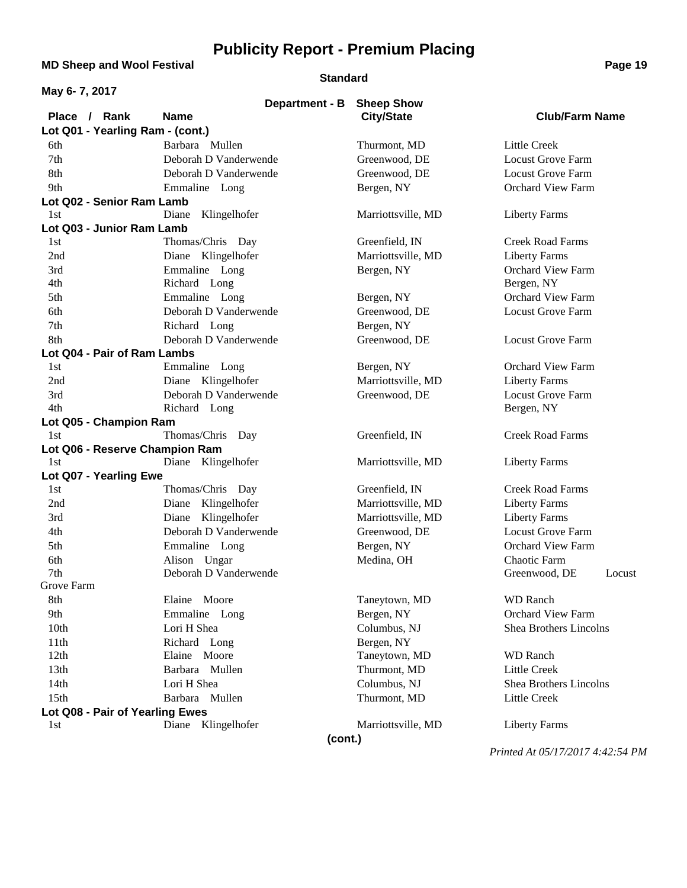# Publicity Report - Premium Placing

**MD Sheep and Wool Festival**

**Standard**

**May 6- 7, 2017**

**Department - B Sheep Show**

| Place / Rank | Name | City/State | Club/Farm Name |
|---|---|---|---|
| **Lot Q01 - Yearling Ram - (cont.)** | | | |
| 6th | Barbara Mullen | Thurmont, MD | Little Creek |
| 7th | Deborah D Vanderwende | Greenwood, DE | Locust Grove Farm |
| 8th | Deborah D Vanderwende | Greenwood, DE | Locust Grove Farm |
| 9th | Emmaline Long | Bergen, NY | Orchard View Farm |
| **Lot Q02 - Senior Ram Lamb** | | | |
| 1st | Diane Klingelhofer | Marriottsville, MD | Liberty Farms |
| **Lot Q03 - Junior Ram Lamb** | | | |
| 1st | Thomas/Chris Day | Greenfield, IN | Creek Road Farms |
| 2nd | Diane Klingelhofer | Marriottsville, MD | Liberty Farms |
| 3rd | Emmaline Long | Bergen, NY | Orchard View Farm |
| 4th | Richard Long | | Bergen, NY |
| 5th | Emmaline Long | Bergen, NY | Orchard View Farm |
| 6th | Deborah D Vanderwende | Greenwood, DE | Locust Grove Farm |
| 7th | Richard Long | Bergen, NY | |
| 8th | Deborah D Vanderwende | Greenwood, DE | Locust Grove Farm |
| **Lot Q04 - Pair of Ram Lambs** | | | |
| 1st | Emmaline Long | Bergen, NY | Orchard View Farm |
| 2nd | Diane Klingelhofer | Marriottsville, MD | Liberty Farms |
| 3rd | Deborah D Vanderwende | Greenwood, DE | Locust Grove Farm |
| 4th | Richard Long | | Bergen, NY |
| **Lot Q05 - Champion Ram** | | | |
| 1st | Thomas/Chris Day | Greenfield, IN | Creek Road Farms |
| **Lot Q06 - Reserve Champion Ram** | | | |
| 1st | Diane Klingelhofer | Marriottsville, MD | Liberty Farms |
| **Lot Q07 - Yearling Ewe** | | | |
| 1st | Thomas/Chris Day | Greenfield, IN | Creek Road Farms |
| 2nd | Diane Klingelhofer | Marriottsville, MD | Liberty Farms |
| 3rd | Diane Klingelhofer | Marriottsville, MD | Liberty Farms |
| 4th | Deborah D Vanderwende | Greenwood, DE | Locust Grove Farm |
| 5th | Emmaline Long | Bergen, NY | Orchard View Farm |
| 6th | Alison Ungar | Medina, OH | Chaotic Farm |
| 7th | Deborah D Vanderwende | | Greenwood, DE Locust Grove Farm |
| 8th | Elaine Moore | Taneytown, MD | WD Ranch |
| 9th | Emmaline Long | Bergen, NY | Orchard View Farm |
| 10th | Lori H Shea | Columbus, NJ | Shea Brothers Lincolns |
| 11th | Richard Long | Bergen, NY | |
| 12th | Elaine Moore | Taneytown, MD | WD Ranch |
| 13th | Barbara Mullen | Thurmont, MD | Little Creek |
| 14th | Lori H Shea | Columbus, NJ | Shea Brothers Lincolns |
| 15th | Barbara Mullen | Thurmont, MD | Little Creek |
| **Lot Q08 - Pair of Yearling Ewes** | | | |
| 1st | Diane Klingelhofer | Marriottsville, MD | Liberty Farms |

**(cont.)**

*Printed At 05/17/2017 4:42:54 PM*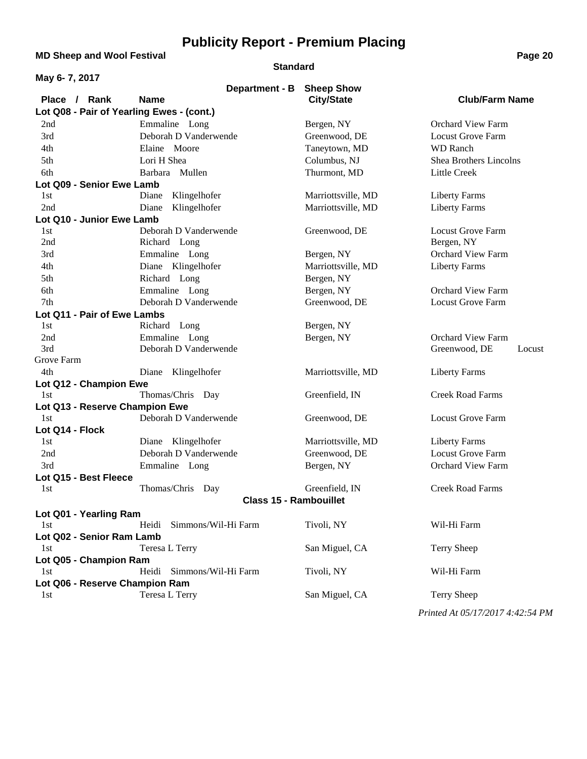# Publicity Report - Premium Placing

**MD Sheep and Wool Festival**

**Standard**

**May 6- 7, 2017**

**Department - B Sheep Show**

| Place / Rank | Name | City/State | Club/Farm Name |
|---|---|---|---|
| **Lot Q08 - Pair of Yearling Ewes - (cont.)** | | | |
| 2nd | Emmaline Long | Bergen, NY | Orchard View Farm |
| 3rd | Deborah D Vanderwende | Greenwood, DE | Locust Grove Farm |
| 4th | Elaine Moore | Taneytown, MD | WD Ranch |
| 5th | Lori H Shea | Columbus, NJ | Shea Brothers Lincolns |
| 6th | Barbara Mullen | Thurmont, MD | Little Creek |
| **Lot Q09 - Senior Ewe Lamb** | | | |
| 1st | Diane Klingelhofer | Marriottsville, MD | Liberty Farms |
| 2nd | Diane Klingelhofer | Marriottsville, MD | Liberty Farms |
| **Lot Q10 - Junior Ewe Lamb** | | | |
| 1st | Deborah D Vanderwende | Greenwood, DE | Locust Grove Farm |
| 2nd | Richard Long | | Bergen, NY |
| 3rd | Emmaline Long | Bergen, NY | Orchard View Farm |
| 4th | Diane Klingelhofer | Marriottsville, MD | Liberty Farms |
| 5th | Richard Long | Bergen, NY | |
| 6th | Emmaline Long | Bergen, NY | Orchard View Farm |
| 7th | Deborah D Vanderwende | Greenwood, DE | Locust Grove Farm |
| **Lot Q11 - Pair of Ewe Lambs** | | | |
| 1st | Richard Long | Bergen, NY | |
| 2nd | Emmaline Long | Bergen, NY | Orchard View Farm |
| 3rd | Deborah D Vanderwende | | Greenwood, DE Locust Grove Farm |
| 4th | Diane Klingelhofer | Marriottsville, MD | Liberty Farms |
| **Lot Q12 - Champion Ewe** | | | |
| 1st | Thomas/Chris Day | Greenfield, IN | Creek Road Farms |
| **Lot Q13 - Reserve Champion Ewe** | | | |
| 1st | Deborah D Vanderwende | Greenwood, DE | Locust Grove Farm |
| **Lot Q14 - Flock** | | | |
| 1st | Diane Klingelhofer | Marriottsville, MD | Liberty Farms |
| 2nd | Deborah D Vanderwende | Greenwood, DE | Locust Grove Farm |
| 3rd | Emmaline Long | Bergen, NY | Orchard View Farm |
| **Lot Q15 - Best Fleece** | | | |
| 1st | Thomas/Chris Day | Greenfield, IN | Creek Road Farms |
| **Class 15 - Rambouillet** | | | |
| **Lot Q01 - Yearling Ram** | | | |
| 1st | Heidi Simmons/Wil-Hi Farm | Tivoli, NY | Wil-Hi Farm |
| **Lot Q02 - Senior Ram Lamb** | | | |
| 1st | Teresa L Terry | San Miguel, CA | Terry Sheep |
| **Lot Q05 - Champion Ram** | | | |
| 1st | Heidi Simmons/Wil-Hi Farm | Tivoli, NY | Wil-Hi Farm |
| **Lot Q06 - Reserve Champion Ram** | | | |
| 1st | Teresa L Terry | San Miguel, CA | Terry Sheep |

*Printed At 05/17/2017 4:42:54 PM*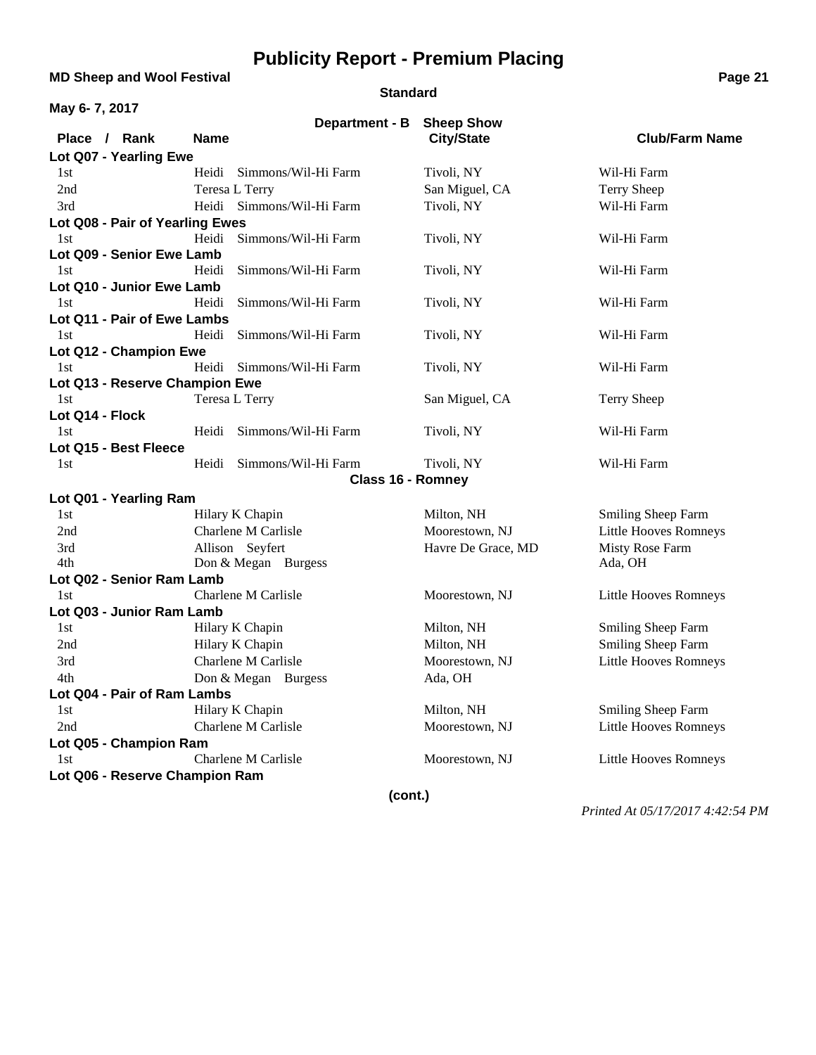# Publicity Report - Premium Placing

**MD Sheep and Wool Festival**

**Standard**

**May 6- 7, 2017**

**Department - B Sheep Show**

| Place / Rank | Name | City/State | Club/Farm Name |
|---|---|---|---|
| **Lot Q07 - Yearling Ewe** | | | |
| 1st | Heidi Simmons/Wil-Hi Farm | Tivoli, NY | Wil-Hi Farm |
| 2nd | Teresa L Terry | San Miguel, CA | Terry Sheep |
| 3rd | Heidi Simmons/Wil-Hi Farm | Tivoli, NY | Wil-Hi Farm |
| **Lot Q08 - Pair of Yearling Ewes** | | | |
| 1st | Heidi Simmons/Wil-Hi Farm | Tivoli, NY | Wil-Hi Farm |
| **Lot Q09 - Senior Ewe Lamb** | | | |
| 1st | Heidi Simmons/Wil-Hi Farm | Tivoli, NY | Wil-Hi Farm |
| **Lot Q10 - Junior Ewe Lamb** | | | |
| 1st | Heidi Simmons/Wil-Hi Farm | Tivoli, NY | Wil-Hi Farm |
| **Lot Q11 - Pair of Ewe Lambs** | | | |
| 1st | Heidi Simmons/Wil-Hi Farm | Tivoli, NY | Wil-Hi Farm |
| **Lot Q12 - Champion Ewe** | | | |
| 1st | Heidi Simmons/Wil-Hi Farm | Tivoli, NY | Wil-Hi Farm |
| **Lot Q13 - Reserve Champion Ewe** | | | |
| 1st | Teresa L Terry | San Miguel, CA | Terry Sheep |
| **Lot Q14 - Flock** | | | |
| 1st | Heidi Simmons/Wil-Hi Farm | Tivoli, NY | Wil-Hi Farm |
| **Lot Q15 - Best Fleece** | | | |
| 1st | Heidi Simmons/Wil-Hi Farm | Tivoli, NY | Wil-Hi Farm |

**Class 16 - Romney**

| Place / Rank | Name | City/State | Club/Farm Name |
|---|---|---|---|
| **Lot Q01 - Yearling Ram** | | | |
| 1st | Hilary K Chapin | Milton, NH | Smiling Sheep Farm |
| 2nd | Charlene M Carlisle | Moorestown, NJ | Little Hooves Romneys |
| 3rd | Allison Seyfert | Havre De Grace, MD | Misty Rose Farm |
| 4th | Don & Megan Burgess | | Ada, OH |
| **Lot Q02 - Senior Ram Lamb** | | | |
| 1st | Charlene M Carlisle | Moorestown, NJ | Little Hooves Romneys |
| **Lot Q03 - Junior Ram Lamb** | | | |
| 1st | Hilary K Chapin | Milton, NH | Smiling Sheep Farm |
| 2nd | Hilary K Chapin | Milton, NH | Smiling Sheep Farm |
| 3rd | Charlene M Carlisle | Moorestown, NJ | Little Hooves Romneys |
| 4th | Don & Megan Burgess | Ada, OH | |
| **Lot Q04 - Pair of Ram Lambs** | | | |
| 1st | Hilary K Chapin | Milton, NH | Smiling Sheep Farm |
| 2nd | Charlene M Carlisle | Moorestown, NJ | Little Hooves Romneys |
| **Lot Q05 - Champion Ram** | | | |
| 1st | Charlene M Carlisle | Moorestown, NJ | Little Hooves Romneys |
| **Lot Q06 - Reserve Champion Ram** | | | |

**(cont.)**

*Printed At 05/17/2017 4:42:54 PM*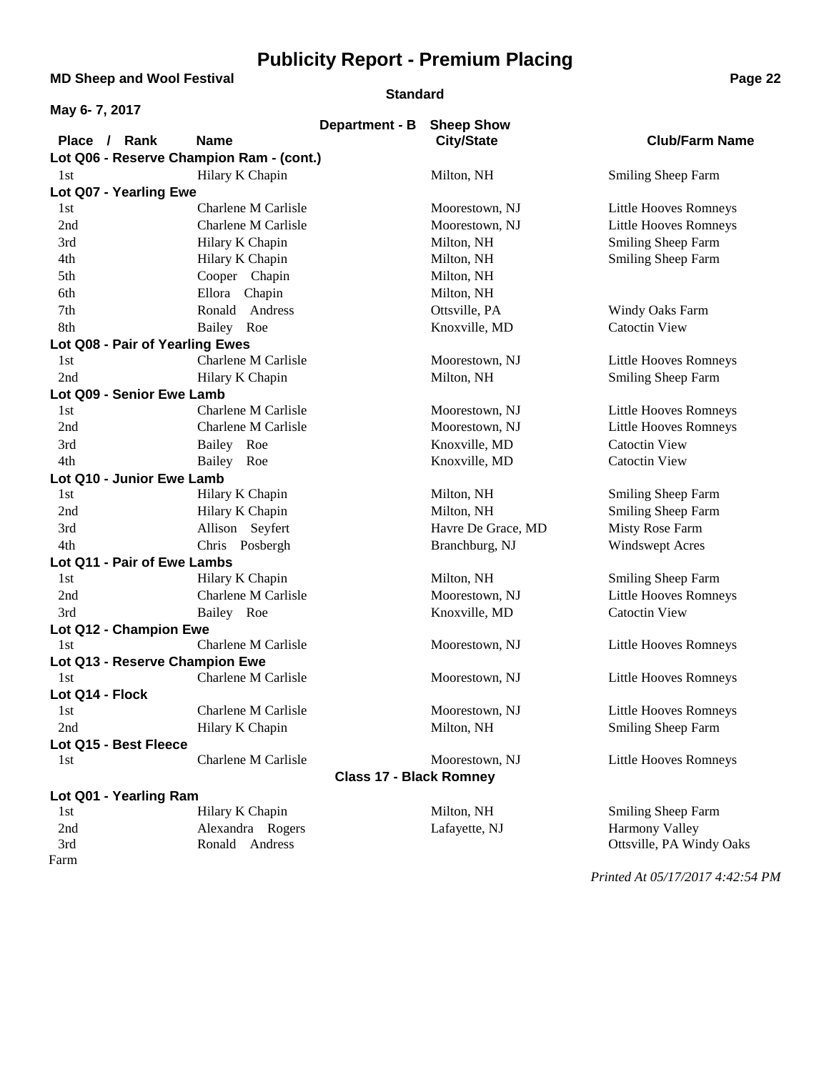# Publicity Report - Premium Placing

**MD Sheep and Wool Festival**

**Standard**

**May 6- 7, 2017**

**Department - B Sheep Show**

| Place / Rank | Name | City/State | Club/Farm Name |
|---|---|---|---|
| **Lot Q06 - Reserve Champion Ram - (cont.)** | | | |
| 1st | Hilary K Chapin | Milton, NH | Smiling Sheep Farm |
| **Lot Q07 - Yearling Ewe** | | | |
| 1st | Charlene M Carlisle | Moorestown, NJ | Little Hooves Romneys |
| 2nd | Charlene M Carlisle | Moorestown, NJ | Little Hooves Romneys |
| 3rd | Hilary K Chapin | Milton, NH | Smiling Sheep Farm |
| 4th | Hilary K Chapin | Milton, NH | Smiling Sheep Farm |
| 5th | Cooper Chapin | Milton, NH | |
| 6th | Ellora Chapin | Milton, NH | |
| 7th | Ronald Andress | Ottsville, PA | Windy Oaks Farm |
| 8th | Bailey Roe | Knoxville, MD | Catoctin View |
| **Lot Q08 - Pair of Yearling Ewes** | | | |
| 1st | Charlene M Carlisle | Moorestown, NJ | Little Hooves Romneys |
| 2nd | Hilary K Chapin | Milton, NH | Smiling Sheep Farm |
| **Lot Q09 - Senior Ewe Lamb** | | | |
| 1st | Charlene M Carlisle | Moorestown, NJ | Little Hooves Romneys |
| 2nd | Charlene M Carlisle | Moorestown, NJ | Little Hooves Romneys |
| 3rd | Bailey Roe | Knoxville, MD | Catoctin View |
| 4th | Bailey Roe | Knoxville, MD | Catoctin View |
| **Lot Q10 - Junior Ewe Lamb** | | | |
| 1st | Hilary K Chapin | Milton, NH | Smiling Sheep Farm |
| 2nd | Hilary K Chapin | Milton, NH | Smiling Sheep Farm |
| 3rd | Allison Seyfert | Havre De Grace, MD | Misty Rose Farm |
| 4th | Chris Posbergh | Branchburg, NJ | Windswept Acres |
| **Lot Q11 - Pair of Ewe Lambs** | | | |
| 1st | Hilary K Chapin | Milton, NH | Smiling Sheep Farm |
| 2nd | Charlene M Carlisle | Moorestown, NJ | Little Hooves Romneys |
| 3rd | Bailey Roe | Knoxville, MD | Catoctin View |
| **Lot Q12 - Champion Ewe** | | | |
| 1st | Charlene M Carlisle | Moorestown, NJ | Little Hooves Romneys |
| **Lot Q13 - Reserve Champion Ewe** | | | |
| 1st | Charlene M Carlisle | Moorestown, NJ | Little Hooves Romneys |
| **Lot Q14 - Flock** | | | |
| 1st | Charlene M Carlisle | Moorestown, NJ | Little Hooves Romneys |
| 2nd | Hilary K Chapin | Milton, NH | Smiling Sheep Farm |
| **Lot Q15 - Best Fleece** | | | |
| 1st | Charlene M Carlisle | Moorestown, NJ | Little Hooves Romneys |

**Class 17 - Black Romney**

| Place / Rank | Name | City/State | Club/Farm Name |
|---|---|---|---|
| **Lot Q01 - Yearling Ram** | | | |
| 1st | Hilary K Chapin | Milton, NH | Smiling Sheep Farm |
| 2nd | Alexandra Rogers | Lafayette, NJ | Harmony Valley |
| 3rd | Ronald Andress | | Ottsville, PA Windy Oaks Farm |

*Printed At 05/17/2017 4:42:54 PM*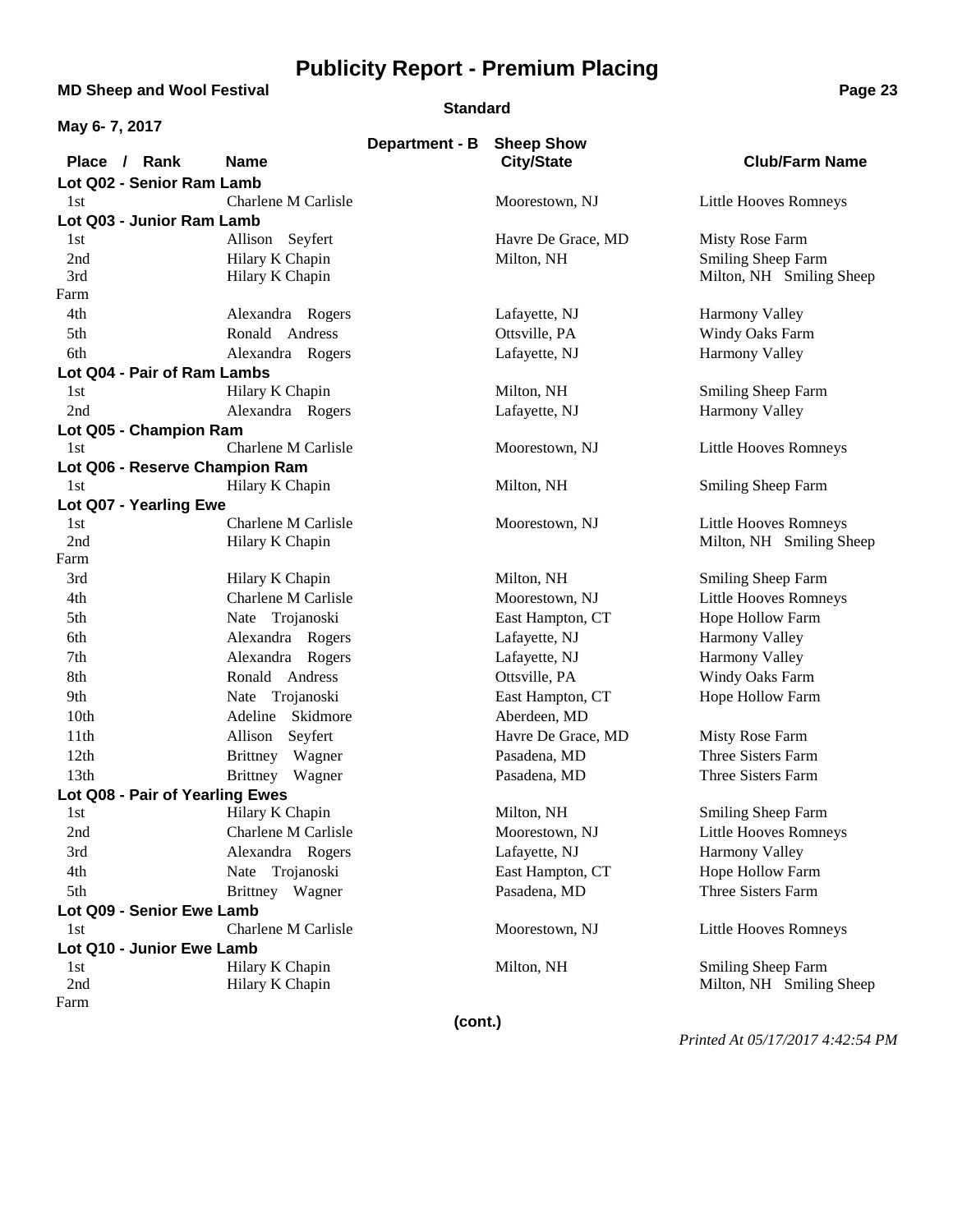# Publicity Report - Premium Placing

**MD Sheep and Wool Festival**

**Standard**

**May 6- 7, 2017**

**Department - B Sheep Show**

| Place / Rank | Name | City/State | Club/Farm Name |
|---|---|---|---|
| **Lot Q02 - Senior Ram Lamb** | | | |
| 1st | Charlene M Carlisle | Moorestown, NJ | Little Hooves Romneys |
| **Lot Q03 - Junior Ram Lamb** | | | |
| 1st | Allison Seyfert | Havre De Grace, MD | Misty Rose Farm |
| 2nd | Hilary K Chapin | Milton, NH | Smiling Sheep Farm |
| 3rd | Hilary K Chapin | | Milton, NH Smiling Sheep Farm |
| 4th | Alexandra Rogers | Lafayette, NJ | Harmony Valley |
| 5th | Ronald Andress | Ottsville, PA | Windy Oaks Farm |
| 6th | Alexandra Rogers | Lafayette, NJ | Harmony Valley |
| **Lot Q04 - Pair of Ram Lambs** | | | |
| 1st | Hilary K Chapin | Milton, NH | Smiling Sheep Farm |
| 2nd | Alexandra Rogers | Lafayette, NJ | Harmony Valley |
| **Lot Q05 - Champion Ram** | | | |
| 1st | Charlene M Carlisle | Moorestown, NJ | Little Hooves Romneys |
| **Lot Q06 - Reserve Champion Ram** | | | |
| 1st | Hilary K Chapin | Milton, NH | Smiling Sheep Farm |
| **Lot Q07 - Yearling Ewe** | | | |
| 1st | Charlene M Carlisle | Moorestown, NJ | Little Hooves Romneys |
| 2nd | Hilary K Chapin | | Milton, NH Smiling Sheep Farm |
| 3rd | Hilary K Chapin | Milton, NH | Smiling Sheep Farm |
| 4th | Charlene M Carlisle | Moorestown, NJ | Little Hooves Romneys |
| 5th | Nate Trojanoski | East Hampton, CT | Hope Hollow Farm |
| 6th | Alexandra Rogers | Lafayette, NJ | Harmony Valley |
| 7th | Alexandra Rogers | Lafayette, NJ | Harmony Valley |
| 8th | Ronald Andress | Ottsville, PA | Windy Oaks Farm |
| 9th | Nate Trojanoski | East Hampton, CT | Hope Hollow Farm |
| 10th | Adeline Skidmore | Aberdeen, MD | |
| 11th | Allison Seyfert | Havre De Grace, MD | Misty Rose Farm |
| 12th | Brittney Wagner | Pasadena, MD | Three Sisters Farm |
| 13th | Brittney Wagner | Pasadena, MD | Three Sisters Farm |
| **Lot Q08 - Pair of Yearling Ewes** | | | |
| 1st | Hilary K Chapin | Milton, NH | Smiling Sheep Farm |
| 2nd | Charlene M Carlisle | Moorestown, NJ | Little Hooves Romneys |
| 3rd | Alexandra Rogers | Lafayette, NJ | Harmony Valley |
| 4th | Nate Trojanoski | East Hampton, CT | Hope Hollow Farm |
| 5th | Brittney Wagner | Pasadena, MD | Three Sisters Farm |
| **Lot Q09 - Senior Ewe Lamb** | | | |
| 1st | Charlene M Carlisle | Moorestown, NJ | Little Hooves Romneys |
| **Lot Q10 - Junior Ewe Lamb** | | | |
| 1st | Hilary K Chapin | Milton, NH | Smiling Sheep Farm |
| 2nd | Hilary K Chapin | | Milton, NH Smiling Sheep Farm |

**(cont.)**

*Printed At 05/17/2017 4:42:54 PM*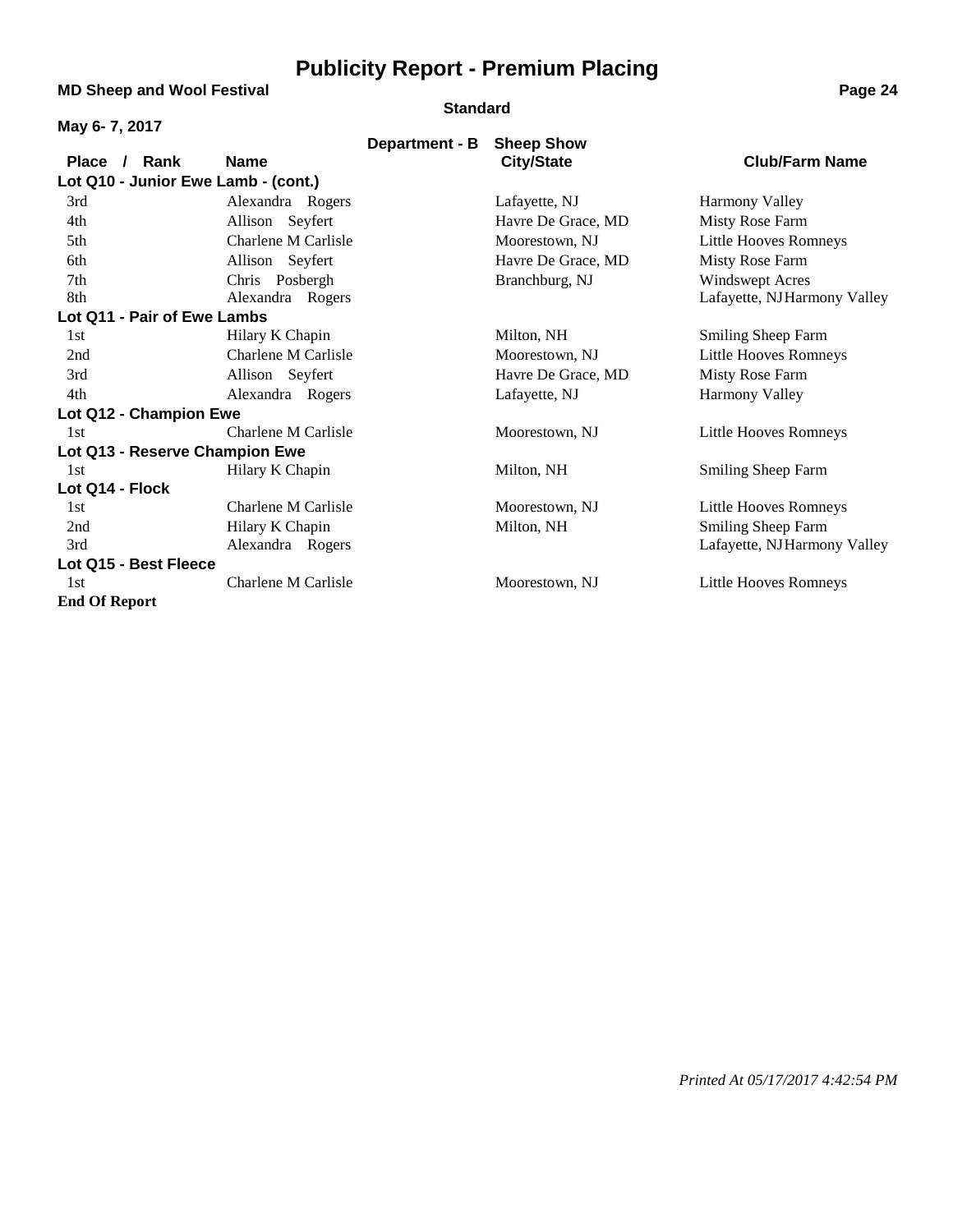# Publicity Report - Premium Placing

**MD Sheep and Wool Festival**

**Standard**

**May 6- 7, 2017**

**Department - B Sheep Show**

| Place / Rank | Name | City/State | Club/Farm Name |
|---|---|---|---|
| **Lot Q10 - Junior Ewe Lamb - (cont.)** | | | |
| 3rd | Alexandra Rogers | Lafayette, NJ | Harmony Valley |
| 4th | Allison Seyfert | Havre De Grace, MD | Misty Rose Farm |
| 5th | Charlene M Carlisle | Moorestown, NJ | Little Hooves Romneys |
| 6th | Allison Seyfert | Havre De Grace, MD | Misty Rose Farm |
| 7th | Chris Posbergh | Branchburg, NJ | Windswept Acres |
| 8th | Alexandra Rogers | | Lafayette, NJHarmony Valley |
| **Lot Q11 - Pair of Ewe Lambs** | | | |
| 1st | Hilary K Chapin | Milton, NH | Smiling Sheep Farm |
| 2nd | Charlene M Carlisle | Moorestown, NJ | Little Hooves Romneys |
| 3rd | Allison Seyfert | Havre De Grace, MD | Misty Rose Farm |
| 4th | Alexandra Rogers | Lafayette, NJ | Harmony Valley |
| **Lot Q12 - Champion Ewe** | | | |
| 1st | Charlene M Carlisle | Moorestown, NJ | Little Hooves Romneys |
| **Lot Q13 - Reserve Champion Ewe** | | | |
| 1st | Hilary K Chapin | Milton, NH | Smiling Sheep Farm |
| **Lot Q14 - Flock** | | | |
| 1st | Charlene M Carlisle | Moorestown, NJ | Little Hooves Romneys |
| 2nd | Hilary K Chapin | Milton, NH | Smiling Sheep Farm |
| 3rd | Alexandra Rogers | | Lafayette, NJHarmony Valley |
| **Lot Q15 - Best Fleece** | | | |
| 1st | Charlene M Carlisle | Moorestown, NJ | Little Hooves Romneys |

**End Of Report**

*Printed At 05/17/2017 4:42:54 PM*